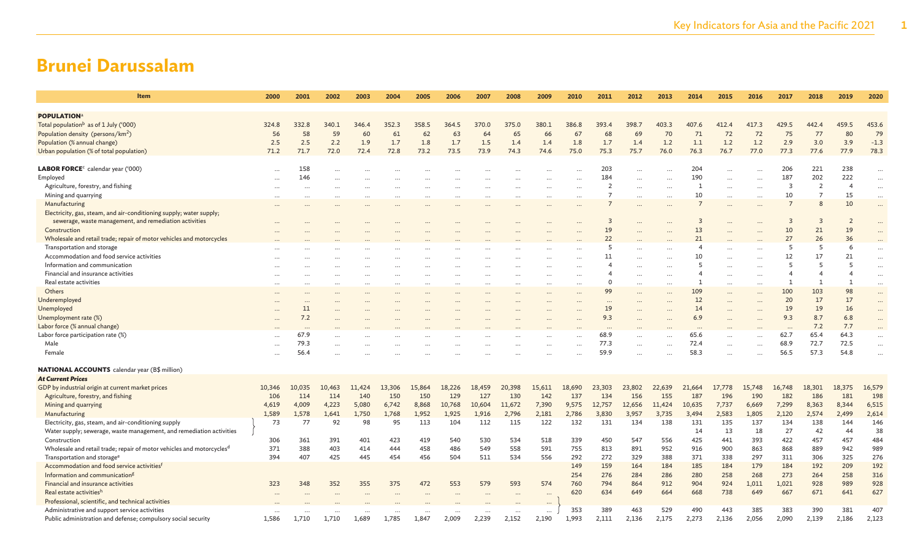# Brunei Darussalam

| Item | 2000 | 2001 | 2002 | 2003 | 2004 | 2005 | 2006 | 2007 | 2008 | 2009 | 2010 | 2011 | 2012 | 2013 | 2014 | 2015 | 2016 | 2017 | 2018 | 2019 | 2020 |
|---|---|---|---|---|---|---|---|---|---|---|---|---|---|---|---|---|---|---|---|---|---|
| **POPULATION**[a] | | | | | | | | | | | | | | | | | | | | | |
| Total population[b] as of 1 July ('000) | 324.8 | 332.8 | 340.1 | 346.4 | 352.3 | 358.5 | 364.5 | 370.0 | 375.0 | 380.1 | 386.8 | 393.4 | 398.7 | 403.3 | 407.6 | 412.4 | 417.3 | 429.5 | 442.4 | 459.5 | 453.6 |
| Population density (persons/km$^2$) | 56 | 58 | 59 | 60 | 61 | 62 | 63 | 64 | 65 | 66 | 67 | 68 | 69 | 70 | 71 | 72 | 72 | 75 | 77 | 80 | 79 |
| Population (% annual change) | 2.5 | 2.5 | 2.2 | 1.9 | 1.7 | 1.8 | 1.7 | 1.5 | 1.4 | 1.4 | 1.8 | 1.7 | 1.4 | 1.2 | 1.1 | 1.2 | 1.2 | 2.9 | 3.0 | 3.9 | -1.3 |
| Urban population (% of total population) | 71.2 | 71.7 | 72.0 | 72.4 | 72.8 | 73.2 | 73.5 | 73.9 | 74.3 | 74.6 | 75.0 | 75.3 | 75.7 | 76.0 | 76.3 | 76.7 | 77.0 | 77.3 | 77.6 | 77.9 | 78.3 |
| **LABOR FORCE**[c] calendar year ('000) | ... | 158 | ... | ... | ... | ... | ... | ... | ... | ... | ... | 203 | ... | ... | 204 | ... | ... | 206 | 221 | 238 | ... |
| Employed | ... | 146 | ... | ... | ... | ... | ... | ... | ... | ... | ... | 184 | ... | ... | 190 | ... | ... | 187 | 202 | 222 | ... |
| Agriculture, forestry, and fishing | ... | ... | ... | ... | ... | ... | ... | ... | ... | ... | ... | 2 | ... | ... | 1 | ... | ... | 3 | 2 | 4 | ... |
| Mining and quarrying | ... | ... | ... | ... | ... | ... | ... | ... | ... | ... | ... | 7 | ... | ... | 10 | ... | ... | 10 | 7 | 15 | ... |
| Manufacturing | ... | ... | ... | ... | ... | ... | ... | ... | ... | ... | ... | 7 | ... | ... | 7 | ... | ... | 7 | 8 | 10 | ... |
| Electricity, gas, steam, and air-conditioning supply; water supply; sewerage, waste management, and remediation activities | ... | ... | ... | ... | ... | ... | ... | ... | ... | ... | ... | 3 | ... | ... | 3 | ... | ... | 3 | 3 | 2 | ... |
| Construction | ... | ... | ... | ... | ... | ... | ... | ... | ... | ... | ... | 19 | ... | ... | 13 | ... | ... | 10 | 21 | 19 | ... |
| Wholesale and retail trade; repair of motor vehicles and motorcycles | ... | ... | ... | ... | ... | ... | ... | ... | ... | ... | ... | 22 | ... | ... | 21 | ... | ... | 27 | 26 | 36 | ... |
| Transportation and storage | ... | ... | ... | ... | ... | ... | ... | ... | ... | ... | ... | 5 | ... | ... | 4 | ... | ... | 5 | 5 | 6 | ... |
| Accommodation and food service activities | ... | ... | ... | ... | ... | ... | ... | ... | ... | ... | ... | 11 | ... | ... | 10 | ... | ... | 12 | 17 | 21 | ... |
| Information and communication | ... | ... | ... | ... | ... | ... | ... | ... | ... | ... | ... | 4 | ... | ... | 5 | ... | ... | 5 | 5 | 5 | ... |
| Financial and insurance activities | ... | ... | ... | ... | ... | ... | ... | ... | ... | ... | ... | 4 | ... | ... | 4 | ... | ... | 4 | 4 | 4 | ... |
| Real estate activities | ... | ... | ... | ... | ... | ... | ... | ... | ... | ... | ... | 0 | ... | ... | 1 | ... | ... | 1 | 1 | 1 | ... |
| Others | ... | ... | ... | ... | ... | ... | ... | ... | ... | ... | ... | 99 | ... | ... | 109 | ... | ... | 100 | 103 | 98 | ... |
| Underemployed | ... | ... | ... | ... | ... | ... | ... | ... | ... | ... | ... | ... | ... | ... | 12 | ... | ... | 20 | 17 | 17 | ... |
| Unemployed | ... | 11 | ... | ... | ... | ... | ... | ... | ... | ... | ... | 19 | ... | ... | 14 | ... | ... | 19 | 19 | 16 | ... |
| Unemployment rate (%) | ... | 7.2 | ... | ... | ... | ... | ... | ... | ... | ... | ... | 9.3 | ... | ... | 6.9 | ... | ... | 9.3 | 8.7 | 6.8 | ... |
| Labor force (% annual change) | ... | ... | ... | ... | ... | ... | ... | ... | ... | ... | ... | ... | ... | ... | ... | ... | ... | ... | 7.2 | 7.7 | ... |
| Labor force participation rate (%) | ... | 67.9 | ... | ... | ... | ... | ... | ... | ... | ... | ... | 68.9 | ... | ... | 65.6 | ... | ... | 62.7 | 65.4 | 64.3 | ... |
| Male | ... | 79.3 | ... | ... | ... | ... | ... | ... | ... | ... | ... | 77.3 | ... | ... | 72.4 | ... | ... | 68.9 | 72.7 | 72.5 | ... |
| Female | ... | 56.4 | ... | ... | ... | ... | ... | ... | ... | ... | ... | 59.9 | ... | ... | 58.3 | ... | ... | 56.5 | 57.3 | 54.8 | ... |
| **NATIONAL ACCOUNTS** calendar year (B$ million) | | | | | | | | | | | | | | | | | | | | | |
| ***At Current Prices*** | | | | | | | | | | | | | | | | | | | | | |
| GDP by industrial origin at current market prices | 10,346 | 10,035 | 10,463 | 11,424 | 13,306 | 15,864 | 18,226 | 18,459 | 20,398 | 15,611 | 18,690 | 23,303 | 23,802 | 22,639 | 21,664 | 17,778 | 15,748 | 16,748 | 18,301 | 18,375 | 16,579 |
| Agriculture, forestry, and fishing | 106 | 114 | 114 | 140 | 150 | 150 | 129 | 127 | 130 | 142 | 137 | 134 | 156 | 155 | 187 | 196 | 190 | 182 | 186 | 181 | 198 |
| Mining and quarrying | 4,619 | 4,009 | 4,223 | 5,080 | 6,742 | 8,868 | 10,768 | 10,604 | 11,672 | 7,390 | 9,575 | 12,757 | 12,656 | 11,424 | 10,635 | 7,737 | 6,669 | 7,299 | 8,363 | 8,344 | 6,515 |
| Manufacturing | 1,589 | 1,578 | 1,641 | 1,750 | 1,768 | 1,952 | 1,925 | 1,916 | 2,796 | 2,181 | 2,786 | 3,830 | 3,957 | 3,735 | 3,494 | 2,583 | 1,805 | 2,120 | 2,574 | 2,499 | 2,614 |
| Electricity, gas, steam, and air-conditioning supply | 73 | 77 | 92 | 98 | 95 | 113 | 104 | 112 | 115 | 122 | 132 | 131 | 134 | 138 | 131 | 135 | 137 | 134 | 138 | 144 | 146 |
| Water supply; sewerage, waste management, and remediation activities | | | | | | | | | | | | | | | 14 | 13 | 18 | 27 | 42 | 44 | 38 |
| Construction | 306 | 361 | 391 | 401 | 423 | 419 | 540 | 530 | 534 | 518 | 339 | 450 | 547 | 556 | 425 | 441 | 393 | 422 | 457 | 457 | 484 |
| Wholesale and retail trade; repair of motor vehicles and motorcycles[d] | 371 | 388 | 403 | 414 | 444 | 458 | 486 | 549 | 558 | 591 | 755 | 813 | 891 | 952 | 916 | 900 | 863 | 868 | 889 | 942 | 989 |
| Transportation and storage[e] | 394 | 407 | 425 | 445 | 454 | 456 | 504 | 511 | 534 | 556 | 292 | 272 | 329 | 388 | 371 | 338 | 297 | 311 | 306 | 325 | 276 |
| Accommodation and food service activities[f] | | | | | | | | | | | 149 | 159 | 164 | 184 | 185 | 184 | 179 | 184 | 192 | 209 | 192 |
| Information and communication[g] | | | | | | | | | | | 254 | 276 | 284 | 286 | 280 | 258 | 268 | 273 | 264 | 258 | 316 |
| Financial and insurance activities | 323 | 348 | 352 | 355 | 375 | 472 | 553 | 579 | 593 | 574 | 760 | 794 | 864 | 912 | 904 | 924 | 1,011 | 1,021 | 928 | 989 | 928 |
| Real estate activities[h] | ... | ... | ... | ... | ... | ... | ... | ... | ... | ... | 620 | 634 | 649 | 664 | 668 | 738 | 649 | 667 | 671 | 641 | 627 |
| Professional, scientific, and technical activities | ... | ... | ... | ... | ... | ... | ... | ... | ... | ... | | | | | | | | | | | |
| Administrative and support service activities | ... | ... | ... | ... | ... | ... | ... | ... | ... | ... | 353 | 389 | 463 | 529 | 490 | 443 | 385 | 383 | 390 | 381 | 407 |
| Public administration and defense; compulsory social security | 1,586 | 1,710 | 1,710 | 1,689 | 1,785 | 1,847 | 2,009 | 2,239 | 2,152 | 2,190 | 1,993 | 2,111 | 2,136 | 2,175 | 2,273 | 2,136 | 2,056 | 2,090 | 2,139 | 2,186 | 2,123 |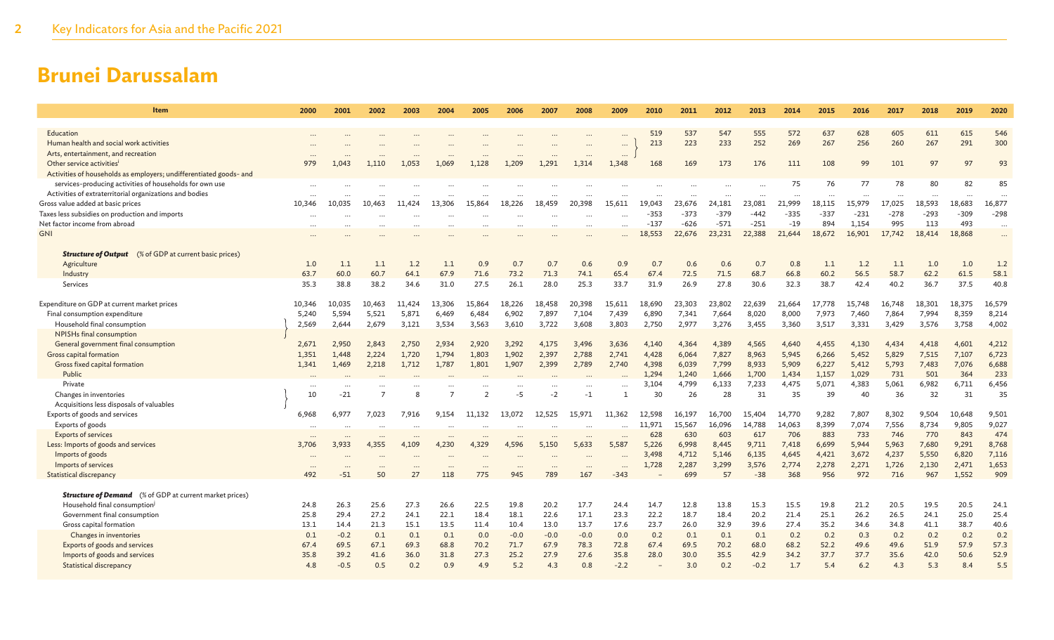# Brunei Darussalam

| Item | 2000 | 2001 | 2002 | 2003 | 2004 | 2005 | 2006 | 2007 | 2008 | 2009 | 2010 | 2011 | 2012 | 2013 | 2014 | 2015 | 2016 | 2017 | 2018 | 2019 | 2020 |
|---|---|---|---|---|---|---|---|---|---|---|---|---|---|---|---|---|---|---|---|---|---|
| Education | … | … | … | … | … | … | … | … | … | … | 519 | 537 | 547 | 555 | 572 | 637 | 628 | 605 | 611 | 615 | 546 |
| Human health and social work activities | … | … | … | … | … | … | … | … | … | … | 213 | 223 | 233 | 252 | 269 | 267 | 256 | 260 | 267 | 291 | 300 |
| Arts, entertainment, and recreation | … | … | … | … | … | … | … | … | … | … | | | | | | | | | | | |
| Other service activities[i] | 979 | 1,043 | 1,110 | 1,053 | 1,069 | 1,128 | 1,209 | 1,291 | 1,314 | 1,348 | 168 | 169 | 173 | 176 | 111 | 108 | 99 | 101 | 97 | 97 | 93 |
| Activities of households as employers; undifferentiated goods- and services-producing activities of households for own use | … | … | … | … | … | … | … | … | … | … | … | … | … | … | 75 | 76 | 77 | 78 | 80 | 82 | 85 |
| Activities of extraterritorial organizations and bodies | … | … | … | … | … | … | … | … | … | … | … | … | … | … | … | … | … | … | … | … | … |
| Gross value added at basic prices | 10,346 | 10,035 | 10,463 | 11,424 | 13,306 | 15,864 | 18,226 | 18,459 | 20,398 | 15,611 | 19,043 | 23,676 | 24,181 | 23,081 | 21,999 | 18,115 | 15,979 | 17,025 | 18,593 | 18,683 | 16,877 |
| Taxes less subsidies on production and imports | … | … | … | … | … | … | … | … | … | … | -353 | -373 | -379 | -442 | -335 | -337 | -231 | -278 | -293 | -309 | -298 |
| Net factor income from abroad | … | … | … | … | … | … | … | … | … | … | -137 | -626 | -571 | -251 | -19 | 894 | 1,154 | 995 | 113 | 493 | … |
| GNI | … | … | … | … | … | … | … | … | … | … | 18,553 | 22,676 | 23,231 | 22,388 | 21,644 | 18,672 | 16,901 | 17,742 | 18,414 | 18,868 | … |
| ***Structure of Output*** (% of GDP at current basic prices) | | | | | | | | | | | | | | | | | | | | | |
| Agriculture | 1.0 | 1.1 | 1.1 | 1.2 | 1.1 | 0.9 | 0.7 | 0.7 | 0.6 | 0.9 | 0.7 | 0.6 | 0.6 | 0.7 | 0.8 | 1.1 | 1.2 | 1.1 | 1.0 | 1.0 | 1.2 |
| Industry | 63.7 | 60.0 | 60.7 | 64.1 | 67.9 | 71.6 | 73.2 | 71.3 | 74.1 | 65.4 | 67.4 | 72.5 | 71.5 | 68.7 | 66.8 | 60.2 | 56.5 | 58.7 | 62.2 | 61.5 | 58.1 |
| Services | 35.3 | 38.8 | 38.2 | 34.6 | 31.0 | 27.5 | 26.1 | 28.0 | 25.3 | 33.7 | 31.9 | 26.9 | 27.8 | 30.6 | 32.3 | 38.7 | 42.4 | 40.2 | 36.7 | 37.5 | 40.8 |
| Expenditure on GDP at current market prices | 10,346 | 10,035 | 10,463 | 11,424 | 13,306 | 15,864 | 18,226 | 18,458 | 20,398 | 15,611 | 18,690 | 23,303 | 23,802 | 22,639 | 21,664 | 17,778 | 15,748 | 16,748 | 18,301 | 18,375 | 16,579 |
| Final consumption expenditure | 5,240 | 5,594 | 5,521 | 5,871 | 6,469 | 6,484 | 6,902 | 7,897 | 7,104 | 7,439 | 6,890 | 7,341 | 7,664 | 8,020 | 8,000 | 7,973 | 7,460 | 7,864 | 7,994 | 8,359 | 8,214 |
| Household final consumption / NPISHs final consumption | 2,569 | 2,644 | 2,679 | 3,121 | 3,534 | 3,563 | 3,610 | 3,722 | 3,608 | 3,803 | 2,750 | 2,977 | 3,276 | 3,455 | 3,360 | 3,517 | 3,331 | 3,429 | 3,576 | 3,758 | 4,002 |
| General government final consumption | 2,671 | 2,950 | 2,843 | 2,750 | 2,934 | 2,920 | 3,292 | 4,175 | 3,496 | 3,636 | 4,140 | 4,364 | 4,389 | 4,565 | 4,640 | 4,455 | 4,130 | 4,434 | 4,418 | 4,601 | 4,212 |
| Gross capital formation | 1,351 | 1,448 | 2,224 | 1,720 | 1,794 | 1,803 | 1,902 | 2,397 | 2,788 | 2,741 | 4,428 | 6,064 | 7,827 | 8,963 | 5,945 | 6,266 | 5,452 | 5,829 | 7,515 | 7,107 | 6,723 |
| Gross fixed capital formation | 1,341 | 1,469 | 2,218 | 1,712 | 1,787 | 1,801 | 1,907 | 2,399 | 2,789 | 2,740 | 4,398 | 6,039 | 7,799 | 8,933 | 5,909 | 6,227 | 5,412 | 5,793 | 7,483 | 7,076 | 6,688 |
| Public | … | … | … | … | … | … | … | … | … | … | 1,294 | 1,240 | 1,666 | 1,700 | 1,434 | 1,157 | 1,029 | 731 | 501 | 364 | 233 |
| Private | … | … | … | … | … | … | … | … | … | … | 3,104 | 4,799 | 6,133 | 7,233 | 4,475 | 5,071 | 4,383 | 5,061 | 6,982 | 6,711 | 6,456 |
| Changes in inventories / Acquisitions less disposals of valuables | 10 | -21 | 7 | 8 | 7 | 2 | -5 | -2 | -1 | 1 | 30 | 26 | 28 | 31 | 35 | 39 | 40 | 36 | 32 | 31 | 35 |
| Exports of goods and services | 6,968 | 6,977 | 7,023 | 7,916 | 9,154 | 11,132 | 13,072 | 12,525 | 15,971 | 11,362 | 12,598 | 16,197 | 16,700 | 15,404 | 14,770 | 9,282 | 7,807 | 8,302 | 9,504 | 10,648 | 9,501 |
| Exports of goods | … | … | … | … | … | … | … | … | … | … | 11,971 | 15,567 | 16,096 | 14,788 | 14,063 | 8,399 | 7,074 | 7,556 | 8,734 | 9,805 | 9,027 |
| Exports of services | … | … | … | … | … | … | … | … | … | … | 628 | 630 | 603 | 617 | 706 | 883 | 733 | 746 | 770 | 843 | 474 |
| Less: Imports of goods and services | 3,706 | 3,933 | 4,355 | 4,109 | 4,230 | 4,329 | 4,596 | 5,150 | 5,633 | 5,587 | 5,226 | 6,998 | 8,445 | 9,711 | 7,418 | 6,699 | 5,944 | 5,963 | 7,680 | 9,291 | 8,768 |
| Imports of goods | … | … | … | … | … | … | … | … | … | … | 3,498 | 4,712 | 5,146 | 6,135 | 4,645 | 4,421 | 3,672 | 4,237 | 5,550 | 6,820 | 7,116 |
| Imports of services | … | … | … | … | … | … | … | … | … | … | 1,728 | 2,287 | 3,299 | 3,576 | 2,774 | 2,278 | 2,271 | 1,726 | 2,130 | 2,471 | 1,653 |
| Statistical discrepancy | 492 | -51 | 50 | 27 | 118 | 775 | 945 | 789 | 167 | -343 | – | 699 | 57 | -38 | 368 | 956 | 972 | 716 | 967 | 1,552 | 909 |
| ***Structure of Demand*** (% of GDP at current market prices) | | | | | | | | | | | | | | | | | | | | | |
| Household final consumption[j] | 24.8 | 26.3 | 25.6 | 27.3 | 26.6 | 22.5 | 19.8 | 20.2 | 17.7 | 24.4 | 14.7 | 12.8 | 13.8 | 15.3 | 15.5 | 19.8 | 21.2 | 20.5 | 19.5 | 20.5 | 24.1 |
| Government final consumption | 25.8 | 29.4 | 27.2 | 24.1 | 22.1 | 18.4 | 18.1 | 22.6 | 17.1 | 23.3 | 22.2 | 18.7 | 18.4 | 20.2 | 21.4 | 25.1 | 26.2 | 26.5 | 24.1 | 25.0 | 25.4 |
| Gross capital formation | 13.1 | 14.4 | 21.3 | 15.1 | 13.5 | 11.4 | 10.4 | 13.0 | 13.7 | 17.6 | 23.7 | 26.0 | 32.9 | 39.6 | 27.4 | 35.2 | 34.6 | 34.8 | 41.1 | 38.7 | 40.6 |
| Changes in inventories | 0.1 | -0.2 | 0.1 | 0.1 | 0.1 | 0.0 | -0.0 | -0.0 | -0.0 | 0.0 | 0.2 | 0.1 | 0.1 | 0.1 | 0.2 | 0.2 | 0.3 | 0.2 | 0.2 | 0.2 | 0.2 |
| Exports of goods and services | 67.4 | 69.5 | 67.1 | 69.3 | 68.8 | 70.2 | 71.7 | 67.9 | 78.3 | 72.8 | 67.4 | 69.5 | 70.2 | 68.0 | 68.2 | 52.2 | 49.6 | 49.6 | 51.9 | 57.9 | 57.3 |
| Imports of goods and services | 35.8 | 39.2 | 41.6 | 36.0 | 31.8 | 27.3 | 25.2 | 27.9 | 27.6 | 35.8 | 28.0 | 30.0 | 35.5 | 42.9 | 34.2 | 37.7 | 37.7 | 35.6 | 42.0 | 50.6 | 52.9 |
| Statistical discrepancy | 4.8 | -0.5 | 0.5 | 0.2 | 0.9 | 4.9 | 5.2 | 4.3 | 0.8 | -2.2 | – | 3.0 | 0.2 | -0.2 | 1.7 | 5.4 | 6.2 | 4.3 | 5.3 | 8.4 | 5.5 |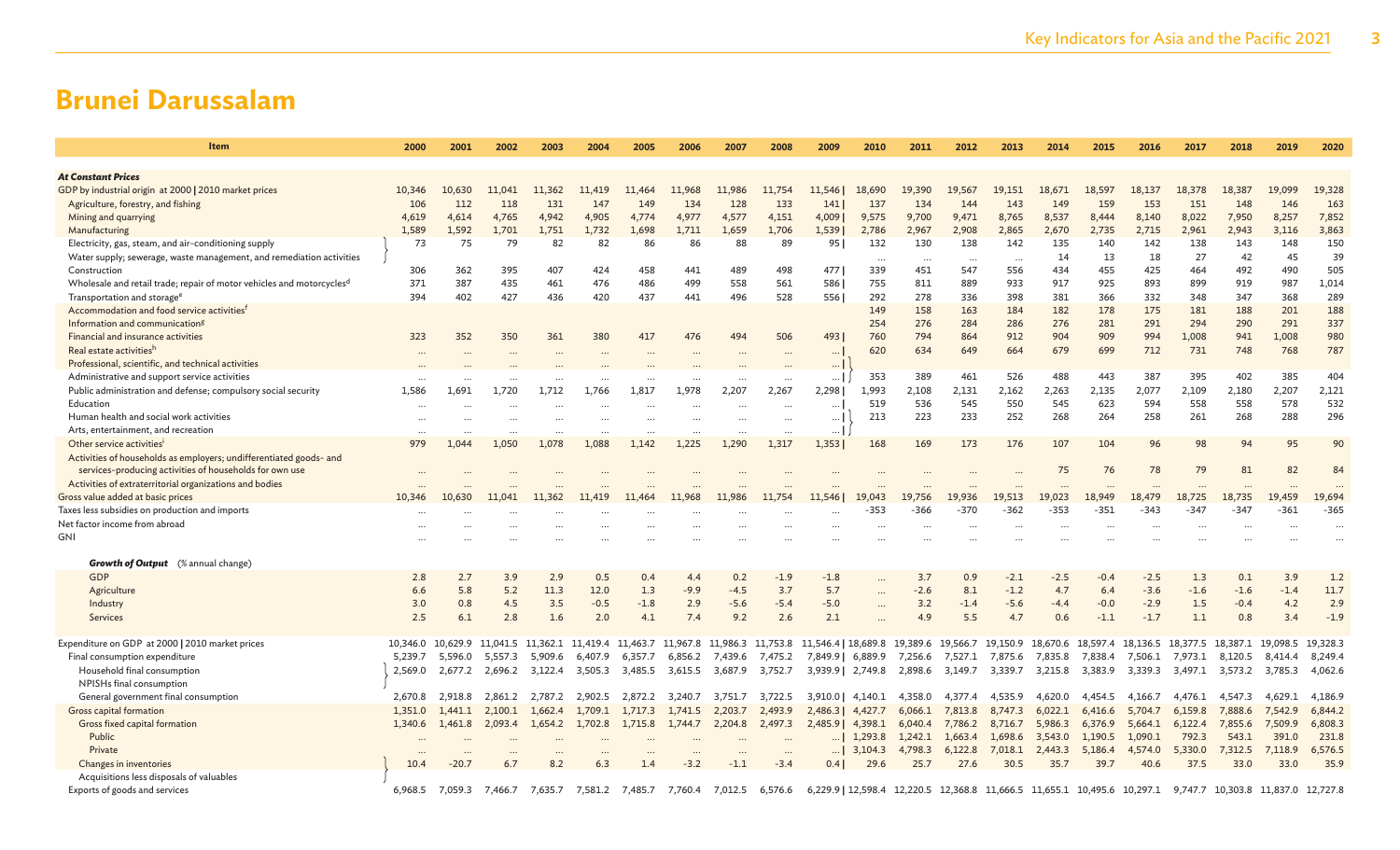# Brunei Darussalam

| Item | 2000 | 2001 | 2002 | 2003 | 2004 | 2005 | 2006 | 2007 | 2008 | 2009 | 2010 | 2011 | 2012 | 2013 | 2014 | 2015 | 2016 | 2017 | 2018 | 2019 | 2020 |
|---|---|---|---|---|---|---|---|---|---|---|---|---|---|---|---|---|---|---|---|---|---|
| ***At Constant Prices*** | | | | | | | | | | | | | | | | | | | | | |
| GDP by industrial origin at 2000 \| 2010 market prices | 10,346 | 10,630 | 11,041 | 11,362 | 11,419 | 11,464 | 11,968 | 11,986 | 11,754 | 11,546 | 18,690 | 19,390 | 19,567 | 19,151 | 18,671 | 18,597 | 18,137 | 18,378 | 18,387 | 19,099 | 19,328 |
| Agriculture, forestry, and fishing | 106 | 112 | 118 | 131 | 147 | 149 | 134 | 128 | 133 | 141 | 137 | 134 | 144 | 143 | 149 | 159 | 153 | 151 | 148 | 146 | 163 |
| Mining and quarrying | 4,619 | 4,614 | 4,765 | 4,942 | 4,905 | 4,774 | 4,977 | 4,577 | 4,151 | 4,009 | 9,575 | 9,700 | 9,471 | 8,765 | 8,537 | 8,444 | 8,140 | 8,022 | 7,950 | 8,257 | 7,852 |
| Manufacturing | 1,589 | 1,592 | 1,701 | 1,751 | 1,732 | 1,698 | 1,711 | 1,659 | 1,706 | 1,539 | 2,786 | 2,967 | 2,908 | 2,865 | 2,670 | 2,735 | 2,715 | 2,961 | 2,943 | 3,116 | 3,863 |
| Electricity, gas, steam, and air-conditioning supply | 73 | 75 | 79 | 82 | 82 | 86 | 86 | 88 | 89 | 95 | 132 | 130 | 138 | 142 | 135 | 140 | 142 | 138 | 143 | 148 | 150 |
| Water supply; sewerage, waste management, and remediation activities | | | | | | | | | | | ... | ... | ... | ... | 14 | 13 | 18 | 27 | 42 | 45 | 39 |
| Construction | 306 | 362 | 395 | 407 | 424 | 458 | 441 | 489 | 498 | 477 | 339 | 451 | 547 | 556 | 434 | 455 | 425 | 464 | 492 | 490 | 505 |
| Wholesale and retail trade; repair of motor vehicles and motorcycles[d] | 371 | 387 | 435 | 461 | 476 | 486 | 499 | 558 | 561 | 586 | 755 | 811 | 889 | 933 | 917 | 925 | 893 | 899 | 919 | 987 | 1,014 |
| Transportation and storage[e] | 394 | 402 | 427 | 436 | 420 | 437 | 441 | 496 | 528 | 556 | 292 | 278 | 336 | 398 | 381 | 366 | 332 | 348 | 347 | 368 | 289 |
| Accommodation and food service activities[f] | | | | | | | | | | | 149 | 158 | 163 | 184 | 182 | 178 | 175 | 181 | 188 | 201 | 188 |
| Information and communication[g] | | | | | | | | | | | 254 | 276 | 284 | 286 | 276 | 281 | 291 | 294 | 290 | 291 | 337 |
| Financial and insurance activities | 323 | 352 | 350 | 361 | 380 | 417 | 476 | 494 | 506 | 493 | 760 | 794 | 864 | 912 | 904 | 909 | 994 | 1,008 | 941 | 1,008 | 980 |
| Real estate activities[h] | ... | ... | ... | ... | ... | ... | ... | ... | ... | ... | 620 | 634 | 649 | 664 | 679 | 699 | 712 | 731 | 748 | 768 | 787 |
| Professional, scientific, and technical activities | ... | ... | ... | ... | ... | ... | ... | ... | ... | ... | | | | | | | | | | | |
| Administrative and support service activities | ... | ... | ... | ... | ... | ... | ... | ... | ... | ... | 353 | 389 | 461 | 526 | 488 | 443 | 387 | 395 | 402 | 385 | 404 |
| Public administration and defense; compulsory social security | 1,586 | 1,691 | 1,720 | 1,712 | 1,766 | 1,817 | 1,978 | 2,207 | 2,267 | 2,298 | 1,993 | 2,108 | 2,131 | 2,162 | 2,263 | 2,135 | 2,077 | 2,109 | 2,180 | 2,207 | 2,121 |
| Education | ... | ... | ... | ... | ... | ... | ... | ... | ... | ... | 519 | 536 | 545 | 550 | 545 | 623 | 594 | 558 | 558 | 578 | 532 |
| Human health and social work activities | ... | ... | ... | ... | ... | ... | ... | ... | ... | ... | 213 | 223 | 233 | 252 | 268 | 264 | 258 | 261 | 268 | 288 | 296 |
| Arts, entertainment, and recreation | ... | ... | ... | ... | ... | ... | ... | ... | ... | ... | | | | | | | | | | | |
| Other service activities[i] | 979 | 1,044 | 1,050 | 1,078 | 1,088 | 1,142 | 1,225 | 1,290 | 1,317 | 1,353 | 168 | 169 | 173 | 176 | 107 | 104 | 96 | 98 | 94 | 95 | 90 |
| Activities of households as employers; undifferentiated goods- and services-producing activities of households for own use | ... | ... | ... | ... | ... | ... | ... | ... | ... | ... | ... | ... | ... | ... | 75 | 76 | 78 | 79 | 81 | 82 | 84 |
| Activities of extraterritorial organizations and bodies | ... | ... | ... | ... | ... | ... | ... | ... | ... | ... | ... | ... | ... | ... | ... | ... | ... | ... | ... | ... | ... |
| Gross value added at basic prices | 10,346 | 10,630 | 11,041 | 11,362 | 11,419 | 11,464 | 11,968 | 11,986 | 11,754 | 11,546 | 19,043 | 19,756 | 19,936 | 19,513 | 19,023 | 18,949 | 18,479 | 18,725 | 18,735 | 19,459 | 19,694 |
| Taxes less subsidies on production and imports | ... | ... | ... | ... | ... | ... | ... | ... | ... | ... | -353 | -366 | -370 | -362 | -353 | -351 | -343 | -347 | -347 | -361 | -365 |
| Net factor income from abroad | ... | ... | ... | ... | ... | ... | ... | ... | ... | ... | ... | ... | ... | ... | ... | ... | ... | ... | ... | ... | ... |
| GNI | ... | ... | ... | ... | ... | ... | ... | ... | ... | ... | ... | ... | ... | ... | ... | ... | ... | ... | ... | ... | ... |
| ***Growth of Output*** (% annual change) | | | | | | | | | | | | | | | | | | | | | |
| GDP | 2.8 | 2.7 | 3.9 | 2.9 | 0.5 | 0.4 | 4.4 | 0.2 | -1.9 | -1.8 | ... | 3.7 | 0.9 | -2.1 | -2.5 | -0.4 | -2.5 | 1.3 | 0.1 | 3.9 | 1.2 |
| Agriculture | 6.6 | 5.8 | 5.2 | 11.3 | 12.0 | 1.3 | -9.9 | -4.5 | 3.7 | 5.7 | ... | -2.6 | 8.1 | -1.2 | 4.7 | 6.4 | -3.6 | -1.6 | -1.6 | -1.4 | 11.7 |
| Industry | 3.0 | 0.8 | 4.5 | 3.5 | -0.5 | -1.8 | 2.9 | -5.6 | -5.4 | -5.0 | ... | 3.2 | -1.4 | -5.6 | -4.4 | -0.0 | -2.9 | 1.5 | -0.4 | 4.2 | 2.9 |
| Services | 2.5 | 6.1 | 2.8 | 1.6 | 2.0 | 4.1 | 7.4 | 9.2 | 2.6 | 2.1 | ... | 4.9 | 5.5 | 4.7 | 0.6 | -1.1 | -1.7 | 1.1 | 0.8 | 3.4 | -1.9 |
| Expenditure on GDP at 2000 \| 2010 market prices | 10,346.0 | 10,629.9 | 11,041.5 | 11,362.1 | 11,419.4 | 11,463.7 | 11,967.8 | 11,986.3 | 11,753.8 | 11,546.4 | 18,689.8 | 19,389.6 | 19,566.7 | 19,150.9 | 18,670.6 | 18,597.4 | 18,136.5 | 18,377.5 | 18,387.1 | 19,098.5 | 19,328.3 |
| Final consumption expenditure | 5,239.7 | 5,596.0 | 5,557.3 | 5,909.6 | 6,407.9 | 6,357.7 | 6,856.2 | 7,439.6 | 7,475.2 | 7,849.9 | 6,889.9 | 7,256.6 | 7,527.1 | 7,875.6 | 7,835.8 | 7,838.4 | 7,506.1 | 7,973.1 | 8,120.5 | 8,414.4 | 8,249.4 |
| Household final consumption | 2,569.0 | 2,677.2 | 2,696.2 | 3,122.4 | 3,505.3 | 3,485.5 | 3,615.5 | 3,687.9 | 3,752.7 | 3,939.9 | 2,749.8 | 2,898.6 | 3,149.7 | 3,339.7 | 3,215.8 | 3,383.9 | 3,339.3 | 3,497.1 | 3,573.2 | 3,785.3 | 4,062.6 |
| NPISHs final consumption | | | | | | | | | | | | | | | | | | | | | |
| General government final consumption | 2,670.8 | 2,918.8 | 2,861.2 | 2,787.2 | 2,902.5 | 2,872.2 | 3,240.7 | 3,751.7 | 3,722.5 | 3,910.0 | 4,140.1 | 4,358.0 | 4,377.4 | 4,535.9 | 4,620.0 | 4,454.5 | 4,166.7 | 4,476.1 | 4,547.3 | 4,629.1 | 4,186.9 |
| Gross capital formation | 1,351.0 | 1,441.1 | 2,100.1 | 1,662.4 | 1,709.1 | 1,717.3 | 1,741.5 | 2,203.7 | 2,493.9 | 2,486.3 | 4,427.7 | 6,066.1 | 7,813.8 | 8,747.3 | 6,022.1 | 6,416.6 | 5,704.7 | 6,159.8 | 7,888.6 | 7,542.9 | 6,844.2 |
| Gross fixed capital formation | 1,340.6 | 1,461.8 | 2,093.4 | 1,654.2 | 1,702.8 | 1,715.8 | 1,744.7 | 2,204.8 | 2,497.3 | 2,485.9 | 4,398.1 | 6,040.4 | 7,786.2 | 8,716.7 | 5,986.3 | 6,376.9 | 5,664.1 | 6,122.4 | 7,855.6 | 7,509.9 | 6,808.3 |
| Public | ... | ... | ... | ... | ... | ... | ... | ... | ... | ... | 1,293.8 | 1,242.1 | 1,663.4 | 1,698.6 | 3,543.0 | 1,190.5 | 1,090.1 | 792.3 | 543.1 | 391.0 | 231.8 |
| Private | ... | ... | ... | ... | ... | ... | ... | ... | ... | ... | 3,104.3 | 4,798.3 | 6,122.8 | 7,018.1 | 2,443.3 | 5,186.4 | 4,574.0 | 5,330.0 | 7,312.5 | 7,118.9 | 6,576.5 |
| Changes in inventories | 10.4 | -20.7 | 6.7 | 8.2 | 6.3 | 1.4 | -3.2 | -1.1 | -3.4 | 0.4 | 29.6 | 25.7 | 27.6 | 30.5 | 35.7 | 39.7 | 40.6 | 37.5 | 33.0 | 33.0 | 35.9 |
| Acquisitions less disposals of valuables | | | | | | | | | | | | | | | | | | | | | |
| Exports of goods and services | 6,968.5 | 7,059.3 | 7,466.7 | 7,635.7 | 7,581.2 | 7,485.7 | 7,760.4 | 7,012.5 | 6,576.6 | 6,229.9 | 12,598.4 | 12,220.5 | 12,368.8 | 11,666.5 | 11,655.1 | 10,495.6 | 10,297.1 | 9,747.7 | 10,303.8 | 11,837.0 | 12,727.8 |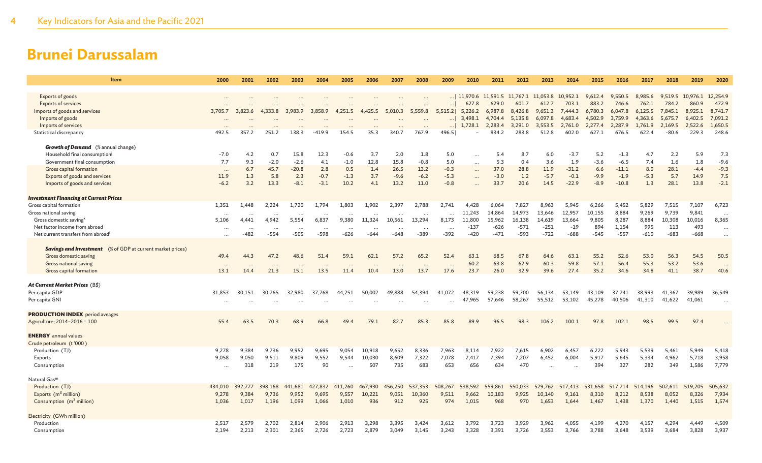# Brunei Darussalam

| Item | 2000 | 2001 | 2002 | 2003 | 2004 | 2005 | 2006 | 2007 | 2008 | 2009 | 2010 | 2011 | 2012 | 2013 | 2014 | 2015 | 2016 | 2017 | 2018 | 2019 | 2020 |
|---|---|---|---|---|---|---|---|---|---|---|---|---|---|---|---|---|---|---|---|---|---|
| Exports of goods | ... | ... | ... | ... | ... | ... | ... | ... | ... | ... | 11,970.6 | 11,591.5 | 11,767.1 | 11,053.8 | 10,952.1 | 9,612.4 | 9,550.5 | 8,985.6 | 9,519.5 | 10,976.1 | 12,254.9 |
| Exports of services | ... | ... | ... | ... | ... | ... | ... | ... | ... | ... | 627.8 | 629.0 | 601.7 | 612.7 | 703.1 | 883.2 | 746.6 | 762.1 | 784.2 | 860.9 | 472.9 |
| Imports of goods and services | 3,705.7 | 3,823.6 | 4,333.8 | 3,983.9 | 3,858.9 | 4,251.5 | 4,425.5 | 5,010.3 | 5,559.8 | 5,515.2 | 5,226.2 | 6,987.8 | 8,426.8 | 9,651.3 | 7,444.3 | 6,780.3 | 6,047.8 | 6,125.5 | 7,845.1 | 8,925.1 | 8,741.7 |
| Imports of goods | ... | ... | ... | ... | ... | ... | ... | ... | ... | ... | 3,498.1 | 4,704.4 | 5,135.8 | 6,097.8 | 4,683.4 | 4,502.9 | 3,759.9 | 4,363.6 | 5,675.7 | 6,402.5 | 7,091.2 |
| Imports of services | ... | ... | ... | ... | ... | ... | ... | ... | ... | ... | 1,728.1 | 2,283.4 | 3,291.0 | 3,553.5 | 2,761.0 | 2,277.4 | 2,287.9 | 1,761.9 | 2,169.5 | 2,522.6 | 1,650.5 |
| Statistical discrepancy | 492.5 | 357.2 | 251.2 | 138.3 | -419.9 | 154.5 | 35.3 | 340.7 | 767.9 | 496.5 | – | 834.2 | 283.8 | 512.8 | 602.0 | 627.1 | 676.5 | 622.4 | -80.6 | 229.3 | 248.6 |
| ***Growth of Demand*** (% annual change) | | | | | | | | | | | | | | | | | | | | | |
| Household final consumption[j] | -7.0 | 4.2 | 0.7 | 15.8 | 12.3 | -0.6 | 3.7 | 2.0 | 1.8 | 5.0 | ... | 5.4 | 8.7 | 6.0 | -3.7 | 5.2 | -1.3 | 4.7 | 2.2 | 5.9 | 7.3 |
| Government final consumption | 7.7 | 9.3 | -2.0 | -2.6 | 4.1 | -1.0 | 12.8 | 15.8 | -0.8 | 5.0 | ... | 5.3 | 0.4 | 3.6 | 1.9 | -3.6 | -6.5 | 7.4 | 1.6 | 1.8 | -9.6 |
| Gross capital formation | ... | 6.7 | 45.7 | -20.8 | 2.8 | 0.5 | 1.4 | 26.5 | 13.2 | -0.3 | ... | 37.0 | 28.8 | 11.9 | -31.2 | 6.6 | -11.1 | 8.0 | 28.1 | -4.4 | -9.3 |
| Exports of goods and services | 11.9 | 1.3 | 5.8 | 2.3 | -0.7 | -1.3 | 3.7 | -9.6 | -6.2 | -5.3 | ... | -3.0 | 1.2 | -5.7 | -0.1 | -9.9 | -1.9 | -5.3 | 5.7 | 14.9 | 7.5 |
| Imports of goods and services | -6.2 | 3.2 | 13.3 | -8.1 | -3.1 | 10.2 | 4.1 | 13.2 | 11.0 | -0.8 | ... | 33.7 | 20.6 | 14.5 | -22.9 | -8.9 | -10.8 | 1.3 | 28.1 | 13.8 | -2.1 |
| ***Investment Financing at Current Prices*** | | | | | | | | | | | | | | | | | | | | | |
| Gross capital formation | 1,351 | 1,448 | 2,224 | 1,720 | 1,794 | 1,803 | 1,902 | 2,397 | 2,788 | 2,741 | 4,428 | 6,064 | 7,827 | 8,963 | 5,945 | 6,266 | 5,452 | 5,829 | 7,515 | 7,107 | 6,723 |
| Gross national saving | ... | ... | ... | ... | ... | ... | ... | ... | ... | ... | 11,243 | 14,864 | 14,973 | 13,646 | 12,957 | 10,155 | 8,884 | 9,269 | 9,739 | 9,841 | ... |
| Gross domestic saving[k] | 5,106 | 4,441 | 4,942 | 5,554 | 6,837 | 9,380 | 11,324 | 10,561 | 13,294 | 8,173 | 11,800 | 15,962 | 16,138 | 14,619 | 13,664 | 9,805 | 8,287 | 8,884 | 10,308 | 10,016 | 8,365 |
| Net factor income from abroad | ... | ... | ... | ... | ... | ... | ... | ... | ... | ... | -137 | -626 | -571 | -251 | -19 | 894 | 1,154 | 995 | 113 | 493 | ... |
| Net current transfers from abroad[l] | ... | -482 | -554 | -505 | -598 | -626 | -644 | -648 | -389 | -392 | -420 | -471 | -593 | -722 | -688 | -545 | -557 | -610 | -683 | -668 | ... |
| ***Savings and Investment*** (% of GDP at current market prices) | | | | | | | | | | | | | | | | | | | | | |
| Gross domestic saving | 49.4 | 44.3 | 47.2 | 48.6 | 51.4 | 59.1 | 62.1 | 57.2 | 65.2 | 52.4 | 63.1 | 68.5 | 67.8 | 64.6 | 63.1 | 55.2 | 52.6 | 53.0 | 56.3 | 54.5 | 50.5 |
| Gross national saving | ... | ... | ... | ... | ... | ... | ... | ... | ... | ... | 60.2 | 63.8 | 62.9 | 60.3 | 59.8 | 57.1 | 56.4 | 55.3 | 53.2 | 53.6 | ... |
| Gross capital formation | 13.1 | 14.4 | 21.3 | 15.1 | 13.5 | 11.4 | 10.4 | 13.0 | 13.7 | 17.6 | 23.7 | 26.0 | 32.9 | 39.6 | 27.4 | 35.2 | 34.6 | 34.8 | 41.1 | 38.7 | 40.6 |
| ***At Current Market Prices*** (B$) | | | | | | | | | | | | | | | | | | | | | |
| Per capita GDP | 31,853 | 30,151 | 30,765 | 32,980 | 37,768 | 44,251 | 50,002 | 49,888 | 54,394 | 41,072 | 48,319 | 59,238 | 59,700 | 56,134 | 53,149 | 43,109 | 37,741 | 38,993 | 41,367 | 39,989 | 36,549 |
| Per capita GNI | ... | ... | ... | ... | ... | ... | ... | ... | ... | ... | 47,965 | 57,646 | 58,267 | 55,512 | 53,102 | 45,278 | 40,506 | 41,310 | 41,622 | 41,061 | ... |
| **PRODUCTION INDEX** period aveages | | | | | | | | | | | | | | | | | | | | | |
| Agriculture; 2014–2016 = 100 | 55.4 | 63.5 | 70.3 | 68.9 | 66.8 | 49.4 | 79.1 | 82.7 | 85.3 | 85.8 | 89.9 | 96.5 | 98.3 | 106.2 | 100.1 | 97.8 | 102.1 | 98.5 | 99.5 | 97.4 | ... |
| **ENERGY** annual values | | | | | | | | | | | | | | | | | | | | | |
| Crude petroleum (t '000) | | | | | | | | | | | | | | | | | | | | | |
| Production (TJ) | 9,278 | 9,384 | 9,736 | 9,952 | 9,695 | 9,054 | 10,918 | 9,652 | 8,336 | 7,963 | 8,114 | 7,922 | 7,615 | 6,902 | 6,457 | 6,222 | 5,943 | 5,539 | 5,461 | 5,949 | 5,418 |
| Exports | 9,058 | 9,050 | 9,511 | 9,809 | 9,552 | 9,544 | 10,030 | 8,609 | 7,322 | 7,078 | 7,417 | 7,394 | 7,207 | 6,452 | 6,004 | 5,917 | 5,645 | 5,334 | 4,962 | 5,718 | 3,958 |
| Consumption | ... | 318 | 219 | 175 | 90 | ... | 507 | 735 | 683 | 653 | 656 | 634 | 470 | ... | ... | 394 | 327 | 282 | 349 | 1,586 | 7,779 |
| Natural Gas[m] | | | | | | | | | | | | | | | | | | | | | |
| Production (TJ) | 434,010 | 392,777 | 398,168 | 441,681 | 427,832 | 411,260 | 467,930 | 456,250 | 537,353 | 508,267 | 538,592 | 559,861 | 550,033 | 529,762 | 517,413 | 531,658 | 517,714 | 514,196 | 502,611 | 519,205 | 505,632 |
| Exports ($m^3$ million) | 9,278 | 9,384 | 9,736 | 9,952 | 9,695 | 9,557 | 10,221 | 9,051 | 10,360 | 9,511 | 9,662 | 10,183 | 9,925 | 10,140 | 9,161 | 8,310 | 8,212 | 8,538 | 8,052 | 8,326 | 7,934 |
| Consumption ($m^3$ million) | 1,036 | 1,017 | 1,196 | 1,099 | 1,066 | 1,010 | 936 | 912 | 925 | 974 | 1,015 | 968 | 970 | 1,653 | 1,644 | 1,467 | 1,438 | 1,370 | 1,440 | 1,515 | 1,574 |
| Electricity (GWh million) | | | | | | | | | | | | | | | | | | | | | |
| Production | 2,517 | 2,579 | 2,702 | 2,814 | 2,906 | 2,913 | 3,298 | 3,395 | 3,424 | 3,612 | 3,792 | 3,723 | 3,929 | 3,962 | 4,055 | 4,199 | 4,270 | 4,157 | 4,294 | 4,449 | 4,509 |
| Consumption | 2,194 | 2,213 | 2,301 | 2,365 | 2,726 | 2,723 | 2,879 | 3,049 | 3,145 | 3,243 | 3,328 | 3,391 | 3,726 | 3,553 | 3,766 | 3,788 | 3,648 | 3,539 | 3,684 | 3,828 | 3,937 |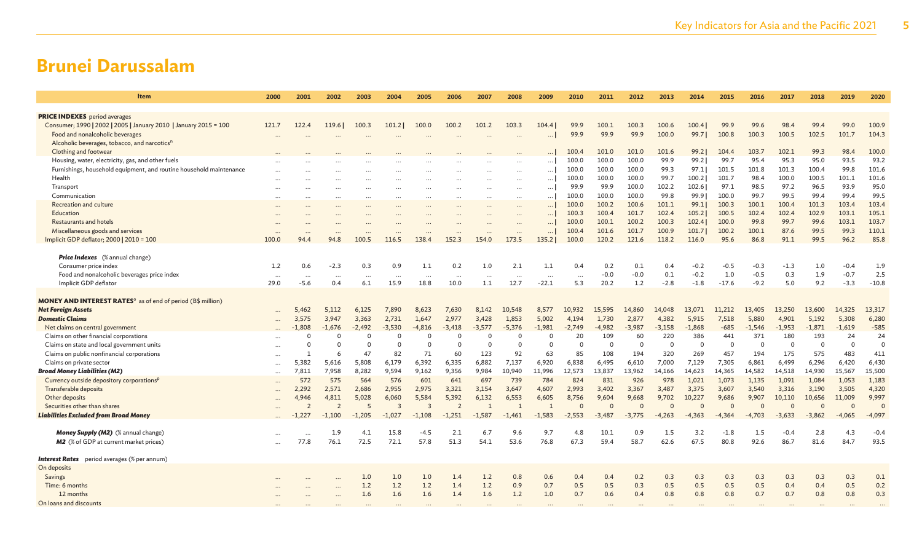# Brunei Darussalam

| Item | 2000 | 2001 | 2002 | 2003 | 2004 | 2005 | 2006 | 2007 | 2008 | 2009 | 2010 | 2011 | 2012 | 2013 | 2014 | 2015 | 2016 | 2017 | 2018 | 2019 | 2020 |
|---|---|---|---|---|---|---|---|---|---|---|---|---|---|---|---|---|---|---|---|---|---|
| **PRICE INDEXES** period averages | | | | | | | | | | | | | | | | | | | | | |
| Consumer; 1990 \| 2002 \| 2005 \| January 2010 \| January 2015 = 100 | 121.7 | 122.4 | 119.6 \| | 100.3 | 101.2 \| | 100.0 | 100.2 | 101.2 | 103.3 | 104.4 \| | 99.9 | 100.1 | 100.3 | 100.6 | 100.4 \| | 99.9 | 99.6 | 98.4 | 99.4 | 99.0 | 100.9 |
| Food and nonalcoholic beverages | ... | ... | ... | ... | ... | ... | ... | ... | ... | ... \| | 99.9 | 99.9 | 99.9 | 100.0 | 99.7 \| | 100.8 | 100.3 | 100.5 | 102.5 | 101.7 | 104.3 |
| Alcoholic beverages, tobacco, and narcotics[n] | | | | | | | | | | | | | | | | | | | | | |
| Clothing and footwear | ... | ... | ... | ... | ... | ... | ... | ... | ... | ... \| | 100.4 | 101.0 | 101.0 | 101.6 | 99.2 \| | 104.4 | 103.7 | 102.1 | 99.3 | 98.4 | 100.0 |
| Housing, water, electricity, gas, and other fuels | ... | ... | ... | ... | ... | ... | ... | ... | ... | ... \| | 100.0 | 100.0 | 100.0 | 99.9 | 99.2 \| | 99.7 | 95.4 | 95.3 | 95.0 | 93.5 | 93.2 |
| Furnishings, household equipment, and routine household maintenance | ... | ... | ... | ... | ... | ... | ... | ... | ... | ... \| | 100.0 | 100.0 | 100.0 | 99.3 | 97.1 \| | 101.5 | 101.8 | 101.3 | 100.4 | 99.8 | 101.6 |
| Health | ... | ... | ... | ... | ... | ... | ... | ... | ... | ... \| | 100.0 | 100.0 | 100.0 | 99.7 | 100.2 \| | 101.7 | 98.4 | 100.0 | 100.5 | 101.1 | 101.6 |
| Transport | ... | ... | ... | ... | ... | ... | ... | ... | ... | ... \| | 99.9 | 99.9 | 100.0 | 102.2 | 102.6 \| | 97.1 | 98.5 | 97.2 | 96.5 | 93.9 | 95.0 |
| Communication | ... | ... | ... | ... | ... | ... | ... | ... | ... | ... \| | 100.0 | 100.0 | 100.0 | 99.8 | 99.9 \| | 100.0 | 99.7 | 99.5 | 99.4 | 99.4 | 99.5 |
| Recreation and culture | ... | ... | ... | ... | ... | ... | ... | ... | ... | ... \| | 100.0 | 100.2 | 100.6 | 101.1 | 99.1 \| | 100.3 | 100.1 | 100.4 | 101.3 | 103.4 | 103.4 |
| Education | ... | ... | ... | ... | ... | ... | ... | ... | ... | ... \| | 100.3 | 100.4 | 101.7 | 102.4 | 105.2 \| | 100.5 | 102.4 | 102.4 | 102.9 | 103.1 | 105.1 |
| Restaurants and hotels | ... | ... | ... | ... | ... | ... | ... | ... | ... | ... \| | 100.0 | 100.1 | 100.2 | 100.3 | 102.4 \| | 100.0 | 99.8 | 99.7 | 99.6 | 103.1 | 103.7 |
| Miscellaneous goods and services | ... | ... | ... | ... | ... | ... | ... | ... | ... | ... \| | 100.4 | 101.6 | 101.7 | 100.9 | 101.7 \| | 100.2 | 100.1 | 87.6 | 99.5 | 99.3 | 110.1 |
| Implicit GDP deflator; 2000 \| 2010 = 100 | 100.0 | 94.4 | 94.8 | 100.5 | 116.5 | 138.4 | 152.3 | 154.0 | 173.5 | 135.2 \| | 100.0 | 120.2 | 121.6 | 118.2 | 116.0 | 95.6 | 86.8 | 91.1 | 99.5 | 96.2 | 85.8 |
| ***Price Indexes*** (% annual change) | | | | | | | | | | | | | | | | | | | | | |
| Consumer price index | 1.2 | 0.6 | -2.3 | 0.3 | 0.9 | 1.1 | 0.2 | 1.0 | 2.1 | 1.1 | 0.4 | 0.2 | 0.1 | 0.4 | -0.2 | -0.5 | -0.3 | -1.3 | 1.0 | -0.4 | 1.9 |
| Food and nonalcoholic beverages price index | ... | ... | ... | ... | ... | ... | ... | ... | ... | ... | ... | -0.0 | -0.0 | 0.1 | -0.2 | 1.0 | -0.5 | 0.3 | 1.9 | -0.7 | 2.5 |
| Implicit GDP deflator | 29.0 | -5.6 | 0.4 | 6.1 | 15.9 | 18.8 | 10.0 | 1.1 | 12.7 | -22.1 | 5.3 | 20.2 | 1.2 | -2.8 | -1.8 | -17.6 | -9.2 | 5.0 | 9.2 | -3.3 | -10.8 |
| **MONEY AND INTEREST RATES**[o] as of end of period (B$ million) | | | | | | | | | | | | | | | | | | | | | |
| ***Net Foreign Assets*** | ... | 5,462 | 5,112 | 6,125 | 7,890 | 8,623 | 7,630 | 8,142 | 10,548 | 8,577 | 10,932 | 15,595 | 14,860 | 14,048 | 13,071 | 11,212 | 13,405 | 13,250 | 13,600 | 14,325 | 13,317 |
| ***Domestic Claims*** | ... | 3,575 | 3,947 | 3,363 | 2,731 | 1,647 | 2,977 | 3,428 | 1,853 | 5,002 | 4,194 | 1,730 | 2,877 | 4,382 | 5,915 | 7,518 | 5,880 | 4,901 | 5,192 | 5,308 | 6,280 |
| Net claims on central government | ... | -1,808 | -1,676 | -2,492 | -3,530 | -4,816 | -3,418 | -3,577 | -5,376 | -1,981 | -2,749 | -4,982 | -3,987 | -3,158 | -1,868 | -685 | -1,546 | -1,953 | -1,871 | -1,619 | -585 |
| Claims on other financial corporations | ... | 0 | 0 | 0 | 0 | 0 | 0 | 0 | 0 | 0 | 20 | 109 | 60 | 220 | 386 | 441 | 371 | 180 | 193 | 24 | 24 |
| Claims on state and local government units | ... | 0 | 0 | 0 | 0 | 0 | 0 | 0 | 0 | 0 | 0 | 0 | 0 | 0 | 0 | 0 | 0 | 0 | 0 | 0 | 0 |
| Claims on public nonfinancial corporations | ... | 1 | 6 | 47 | 82 | 71 | 60 | 123 | 92 | 63 | 85 | 108 | 194 | 320 | 269 | 457 | 194 | 175 | 575 | 483 | 411 |
| Claims on private sector | ... | 5,382 | 5,616 | 5,808 | 6,179 | 6,392 | 6,335 | 6,882 | 7,137 | 6,920 | 6,838 | 6,495 | 6,610 | 7,000 | 7,129 | 7,305 | 6,861 | 6,499 | 6,296 | 6,420 | 6,430 |
| ***Broad Money Liabilities (M2)*** | ... | 7,811 | 7,958 | 8,282 | 9,594 | 9,162 | 9,356 | 9,984 | 10,940 | 11,996 | 12,573 | 13,837 | 13,962 | 14,166 | 14,623 | 14,365 | 14,582 | 14,518 | 14,930 | 15,567 | 15,500 |
| Currency outside depository corporations[p] | ... | 572 | 575 | 564 | 576 | 601 | 641 | 697 | 739 | 784 | 824 | 831 | 926 | 978 | 1,021 | 1,073 | 1,135 | 1,091 | 1,084 | 1,053 | 1,183 |
| Transferable deposits | ... | 2,292 | 2,571 | 2,686 | 2,955 | 2,975 | 3,321 | 3,154 | 3,647 | 4,607 | 2,993 | 3,402 | 3,367 | 3,487 | 3,375 | 3,607 | 3,540 | 3,316 | 3,190 | 3,505 | 4,320 |
| Other deposits | ... | 4,946 | 4,811 | 5,028 | 6,060 | 5,584 | 5,392 | 6,132 | 6,553 | 6,605 | 8,756 | 9,604 | 9,668 | 9,702 | 10,227 | 9,686 | 9,907 | 10,110 | 10,656 | 11,009 | 9,997 |
| Securities other than shares | ... | 2 | 2 | 5 | 3 | 3 | 2 | 1 | 1 | 1 | 0 | 0 | 0 | 0 | 0 | 0 | 0 | 0 | 0 | 0 | 0 |
| ***Liabilities Excluded from Broad Money*** | ... | -1,227 | -1,100 | -1,205 | -1,027 | -1,108 | -1,251 | -1,587 | -1,461 | -1,583 | -2,553 | -3,487 | -3,775 | -4,263 | -4,363 | -4,364 | -4,703 | -3,633 | -3,862 | -4,065 | -4,097 |
| ***Money Supply (M2)*** (% annual change) | ... | ... | 1.9 | 4.1 | 15.8 | -4.5 | 2.1 | 6.7 | 9.6 | 9.7 | 4.8 | 10.1 | 0.9 | 1.5 | 3.2 | -1.8 | 1.5 | -0.4 | 2.8 | 4.3 | -0.4 |
| ***M2*** (% of GDP at current market prices) | ... | 77.8 | 76.1 | 72.5 | 72.1 | 57.8 | 51.3 | 54.1 | 53.6 | 76.8 | 67.3 | 59.4 | 58.7 | 62.6 | 67.5 | 80.8 | 92.6 | 86.7 | 81.6 | 84.7 | 93.5 |
| ***Interest Rates*** period averages (% per annum) | | | | | | | | | | | | | | | | | | | | | |
| On deposits | | | | | | | | | | | | | | | | | | | | | |
| Savings | ... | ... | ... | 1.0 | 1.0 | 1.0 | 1.4 | 1.2 | 0.8 | 0.6 | 0.4 | 0.4 | 0.2 | 0.3 | 0.3 | 0.3 | 0.3 | 0.3 | 0.3 | 0.3 | 0.1 |
| Time: 6 months | ... | ... | ... | 1.2 | 1.2 | 1.2 | 1.4 | 1.2 | 0.9 | 0.7 | 0.5 | 0.5 | 0.3 | 0.5 | 0.5 | 0.5 | 0.5 | 0.4 | 0.4 | 0.5 | 0.2 |
| 12 months | ... | ... | ... | 1.6 | 1.6 | 1.6 | 1.4 | 1.6 | 1.2 | 1.0 | 0.7 | 0.6 | 0.4 | 0.8 | 0.8 | 0.8 | 0.7 | 0.7 | 0.8 | 0.8 | 0.3 |
| On loans and discounts | ... | ... | ... | ... | ... | ... | ... | ... | ... | ... | ... | ... | ... | ... | ... | ... | ... | ... | ... | ... | ... |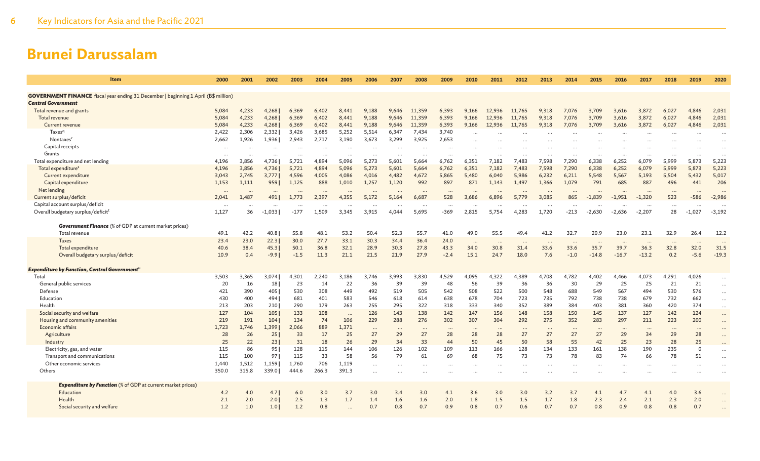# Brunei Darussalam

| Item | 2000 | 2001 | 2002 | 2003 | 2004 | 2005 | 2006 | 2007 | 2008 | 2009 | 2010 | 2011 | 2012 | 2013 | 2014 | 2015 | 2016 | 2017 | 2018 | 2019 | 2020 |
|---|---|---|---|---|---|---|---|---|---|---|---|---|---|---|---|---|---|---|---|---|---|
| **GOVERNMENT FINANCE** fiscal year ending 31 December \| beginning 1 April (B$ million) | | | | | | | | | | | | | | | | | | | | | |
| ***Central Government*** | | | | | | | | | | | | | | | | | | | | | |
| Total revenue and grants | 5,084 | 4,233 | 4,268 \| | 6,369 | 6,402 | 8,441 | 9,188 | 9,646 | 11,359 | 6,393 | 9,166 | 12,936 | 11,765 | 9,318 | 7,076 | 3,709 | 3,616 | 3,872 | 6,027 | 4,846 | 2,031 |
| Total revenue | 5,084 | 4,233 | 4,268 \| | 6,369 | 6,402 | 8,441 | 9,188 | 9,646 | 11,359 | 6,393 | 9,166 | 12,936 | 11,765 | 9,318 | 7,076 | 3,709 | 3,616 | 3,872 | 6,027 | 4,846 | 2,031 |
| Current revenue | 5,084 | 4,233 | 4,268 \| | 6,369 | 6,402 | 8,441 | 9,188 | 9,646 | 11,359 | 6,393 | 9,166 | 12,936 | 11,765 | 9,318 | 7,076 | 3,709 | 3,616 | 3,872 | 6,027 | 4,846 | 2,031 |
| Taxes[q] | 2,422 | 2,306 | 2,332 \| | 3,426 | 3,685 | 5,252 | 5,514 | 6,347 | 7,434 | 3,740 | ... | ... | ... | ... | ... | ... | ... | ... | ... | ... | ... |
| Nontaxes[r] | 2,662 | 1,926 | 1,936 \| | 2,943 | 2,717 | 3,190 | 3,673 | 3,299 | 3,925 | 2,653 | ... | ... | ... | ... | ... | ... | ... | ... | ... | ... | ... |
| Capital receipts | ... | ... | ... | ... | ... | ... | ... | ... | ... | ... | ... | ... | ... | ... | ... | ... | ... | ... | ... | ... | ... |
| Grants | ... | ... | ... | ... | ... | ... | ... | ... | ... | ... | ... | ... | ... | ... | ... | ... | ... | ... | ... | ... | ... |
| Total expenditure and net lending | 4,196 | 3,856 | 4,736 \| | 5,721 | 4,894 | 5,096 | 5,273 | 5,601 | 5,664 | 6,762 | 6,351 | 7,182 | 7,483 | 7,598 | 7,290 | 6,338 | 6,252 | 6,079 | 5,999 | 5,873 | 5,223 |
| Total expenditure[s] | 4,196 | 3,856 | 4,736 \| | 5,721 | 4,894 | 5,096 | 5,273 | 5,601 | 5,664 | 6,762 | 6,351 | 7,182 | 7,483 | 7,598 | 7,290 | 6,338 | 6,252 | 6,079 | 5,999 | 5,873 | 5,223 |
| Current expenditure | 3,043 | 2,745 | 3,777 \| | 4,596 | 4,005 | 4,086 | 4,016 | 4,482 | 4,672 | 5,865 | 5,480 | 6,040 | 5,986 | 6,232 | 6,211 | 5,548 | 5,567 | 5,193 | 5,504 | 5,432 | 5,017 |
| Capital expenditure | 1,153 | 1,111 | 959 \| | 1,125 | 888 | 1,010 | 1,257 | 1,120 | 992 | 897 | 871 | 1,143 | 1,497 | 1,366 | 1,079 | 791 | 685 | 887 | 496 | 441 | 206 |
| Net lending | ... | ... | ... | ... | ... | ... | ... | ... | ... | ... | ... | ... | ... | ... | ... | ... | ... | ... | ... | ... | ... |
| Current surplus/deficit | 2,041 | 1,487 | 491 \| | 1,773 | 2,397 | 4,355 | 5,172 | 5,164 | 6,687 | 528 | 3,686 | 6,896 | 5,779 | 3,085 | 865 | -1,839 | -1,951 | -1,320 | 523 | -586 | -2,986 |
| Capital account surplus/deficit | ... | ... | ... | ... | ... | ... | ... | ... | ... | ... | ... | ... | ... | ... | ... | ... | ... | ... | ... | ... | ... |
| Overall budgetary surplus/deficit[t] | 1,127 | 36 | -1,033 \| | -177 | 1,509 | 3,345 | 3,915 | 4,044 | 5,695 | -369 | 2,815 | 5,754 | 4,283 | 1,720 | -213 | -2,630 | -2,636 | -2,207 | 28 | -1,027 | -3,192 |
| ***Government Finance*** (% of GDP at current market prices) | | | | | | | | | | | | | | | | | | | | | |
| Total revenue | 49.1 | 42.2 | 40.8 \| | 55.8 | 48.1 | 53.2 | 50.4 | 52.3 | 55.7 | 41.0 | 49.0 | 55.5 | 49.4 | 41.2 | 32.7 | 20.9 | 23.0 | 23.1 | 32.9 | 26.4 | 12.2 |
| Taxes | 23.4 | 23.0 | 22.3 \| | 30.0 | 27.7 | 33.1 | 30.3 | 34.4 | 36.4 | 24.0 | ... | ... | ... | ... | ... | ... | ... | ... | ... | ... | ... |
| Total expenditure | 40.6 | 38.4 | 45.3 \| | 50.1 | 36.8 | 32.1 | 28.9 | 30.3 | 27.8 | 43.3 | 34.0 | 30.8 | 31.4 | 33.6 | 33.6 | 35.7 | 39.7 | 36.3 | 32.8 | 32.0 | 31.5 |
| Overall budgetary surplus/deficit | 10.9 | 0.4 | -9.9 \| | -1.5 | 11.3 | 21.1 | 21.5 | 21.9 | 27.9 | -2.4 | 15.1 | 24.7 | 18.0 | 7.6 | -1.0 | -14.8 | -16.7 | -13.2 | 0.2 | -5.6 | -19.3 |
| ***Expenditure by Function, Central Government***[u] | | | | | | | | | | | | | | | | | | | | | |
| Total | 3,503 | 3,365 | 3,074 \| | 4,301 | 2,240 | 3,186 | 3,746 | 3,993 | 3,830 | 4,529 | 4,095 | 4,322 | 4,389 | 4,708 | 4,782 | 4,402 | 4,466 | 4,073 | 4,291 | 4,026 | ... |
| General public services | 20 | 16 | 18 \| | 23 | 14 | 22 | 36 | 39 | 39 | 48 | 56 | 39 | 36 | 36 | 30 | 29 | 25 | 25 | 21 | 21 | ... |
| Defense | 421 | 390 | 405 \| | 530 | 308 | 449 | 492 | 519 | 505 | 542 | 508 | 522 | 500 | 548 | 688 | 549 | 567 | 494 | 530 | 576 | ... |
| Education | 430 | 400 | 494 \| | 681 | 401 | 583 | 546 | 618 | 614 | 638 | 678 | 704 | 723 | 735 | 792 | 738 | 738 | 679 | 732 | 662 | ... |
| Health | 213 | 203 | 210 \| | 290 | 179 | 263 | 255 | 295 | 322 | 318 | 333 | 340 | 352 | 389 | 384 | 403 | 381 | 360 | 420 | 374 | ... |
| Social security and welfare | 127 | 104 | 105 \| | 133 | 108 | ... | 126 | 143 | 138 | 142 | 147 | 156 | 148 | 158 | 150 | 145 | 137 | 127 | 142 | 124 | ... |
| Housing and community amenities | 219 | 191 | 104 \| | 134 | 74 | 106 | 229 | 288 | 276 | 302 | 307 | 304 | 292 | 275 | 352 | 283 | 297 | 211 | 223 | 200 | ... |
| Economic affairs | 1,723 | 1,746 | 1,399 \| | 2,066 | 889 | 1,371 | ... | ... | ... | ... | ... | ... | ... | ... | ... | ... | ... | ... | ... | ... | ... |
| Agriculture | 28 | 26 | 25 \| | 33 | 17 | 25 | 27 | 29 | 27 | 28 | 28 | 28 | 27 | 27 | 27 | 27 | 29 | 34 | 29 | 28 | ... |
| Industry | 25 | 22 | 23 \| | 31 | 18 | 26 | 29 | 34 | 33 | 44 | 50 | 45 | 50 | 58 | 55 | 42 | 25 | 23 | 28 | 25 | ... |
| Electricity, gas, and water | 115 | 86 | 95 \| | 128 | 115 | 144 | 106 | 126 | 102 | 109 | 113 | 166 | 128 | 134 | 133 | 161 | 138 | 190 | 235 | 0 | ... |
| Transport and communications | 115 | 100 | 97 \| | 115 | 33 | 58 | 56 | 79 | 61 | 69 | 68 | 75 | 73 | 73 | 78 | 83 | 74 | 66 | 78 | 51 | ... |
| Other economic services | 1,440 | 1,512 | 1,159 \| | 1,760 | 706 | 1,119 | ... | ... | ... | ... | ... | ... | ... | ... | ... | ... | ... | ... | ... | ... | ... |
| Others | 350.0 | 315.8 | 339.0 \| | 444.6 | 266.3 | 391.3 | ... | ... | ... | ... | ... | ... | ... | ... | ... | ... | ... | ... | ... | ... | ... |
| ***Expenditure by Function*** (% of GDP at current market prices) | | | | | | | | | | | | | | | | | | | | | |
| Education | 4.2 | 4.0 | 4.7 \| | 6.0 | 3.0 | 3.7 | 3.0 | 3.4 | 3.0 | 4.1 | 3.6 | 3.0 | 3.0 | 3.2 | 3.7 | 4.1 | 4.7 | 4.1 | 4.0 | 3.6 | ... |
| Health | 2.1 | 2.0 | 2.0 \| | 2.5 | 1.3 | 1.7 | 1.4 | 1.6 | 1.6 | 2.0 | 1.8 | 1.5 | 1.5 | 1.7 | 1.8 | 2.3 | 2.4 | 2.1 | 2.3 | 2.0 | ... |
| Social security and welfare | 1.2 | 1.0 | 1.0 \| | 1.2 | 0.8 | ... | 0.7 | 0.8 | 0.7 | 0.9 | 0.8 | 0.7 | 0.6 | 0.7 | 0.7 | 0.8 | 0.9 | 0.8 | 0.8 | 0.7 | ... |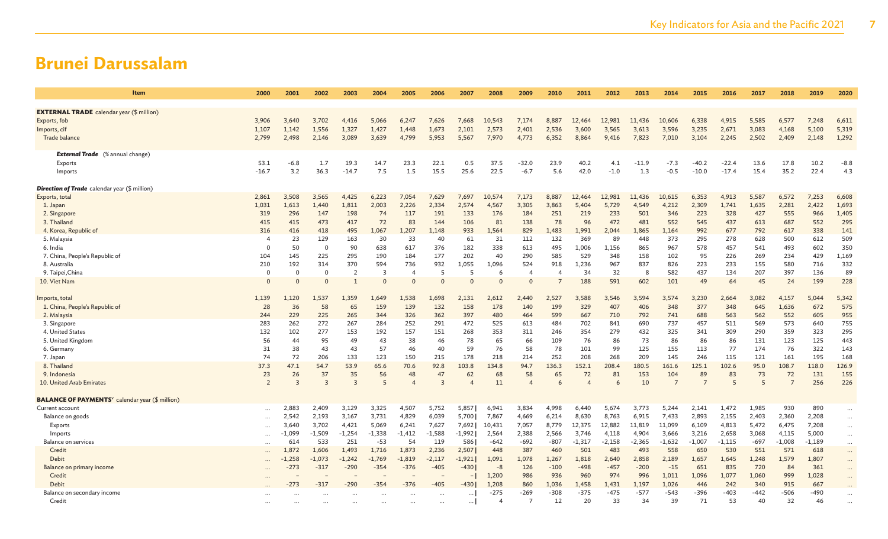# Brunei Darussalam

| Item | 2000 | 2001 | 2002 | 2003 | 2004 | 2005 | 2006 | 2007 | 2008 | 2009 | 2010 | 2011 | 2012 | 2013 | 2014 | 2015 | 2016 | 2017 | 2018 | 2019 | 2020 |
|---|---|---|---|---|---|---|---|---|---|---|---|---|---|---|---|---|---|---|---|---|---|
| **EXTERNAL TRADE** calendar year ($ million) | | | | | | | | | | | | | | | | | | | | | |
| Exports, fob | 3,906 | 3,640 | 3,702 | 4,416 | 5,066 | 6,247 | 7,626 | 7,668 | 10,543 | 7,174 | 8,887 | 12,464 | 12,981 | 11,436 | 10,606 | 6,338 | 4,915 | 5,585 | 6,577 | 7,248 | 6,611 |
| Imports, cif | 1,107 | 1,142 | 1,556 | 1,327 | 1,427 | 1,448 | 1,673 | 2,101 | 2,573 | 2,401 | 2,536 | 3,600 | 3,565 | 3,613 | 3,596 | 3,235 | 2,671 | 3,083 | 4,168 | 5,100 | 5,319 |
| Trade balance | 2,799 | 2,498 | 2,146 | 3,089 | 3,639 | 4,799 | 5,953 | 5,567 | 7,970 | 4,773 | 6,352 | 8,864 | 9,416 | 7,823 | 7,010 | 3,104 | 2,245 | 2,502 | 2,409 | 2,148 | 1,292 |
| ***External Trade*** (% annual change) | | | | | | | | | | | | | | | | | | | | | |
| Exports | 53.1 | -6.8 | 1.7 | 19.3 | 14.7 | 23.3 | 22.1 | 0.5 | 37.5 | -32.0 | 23.9 | 40.2 | 4.1 | -11.9 | -7.3 | -40.2 | -22.4 | 13.6 | 17.8 | 10.2 | -8.8 |
| Imports | -16.7 | 3.2 | 36.3 | -14.7 | 7.5 | 1.5 | 15.5 | 25.6 | 22.5 | -6.7 | 5.6 | 42.0 | -1.0 | 1.3 | -0.5 | -10.0 | -17.4 | 15.4 | 35.2 | 22.4 | 4.3 |
| ***Direction of Trade*** calendar year ($ million) | | | | | | | | | | | | | | | | | | | | | |
| Exports, total | 2,861 | 3,508 | 3,565 | 4,425 | 6,223 | 7,054 | 7,629 | 7,697 | 10,574 | 7,173 | 8,887 | 12,464 | 12,981 | 11,436 | 10,615 | 6,353 | 4,913 | 5,587 | 6,572 | 7,253 | 6,608 |
| 1. Japan | 1,031 | 1,613 | 1,440 | 1,811 | 2,003 | 2,226 | 2,334 | 2,574 | 4,567 | 3,305 | 3,863 | 5,404 | 5,729 | 4,549 | 4,212 | 2,309 | 1,741 | 1,635 | 2,281 | 2,422 | 1,693 |
| 2. Singapore | 319 | 296 | 147 | 198 | 74 | 117 | 191 | 133 | 176 | 184 | 251 | 219 | 233 | 501 | 346 | 223 | 328 | 427 | 555 | 966 | 1,405 |
| 3. Thailand | 415 | 415 | 473 | 417 | 72 | 83 | 144 | 106 | 81 | 138 | 78 | 96 | 472 | 481 | 552 | 545 | 437 | 613 | 687 | 552 | 295 |
| 4. Korea, Republic of | 316 | 416 | 418 | 495 | 1,067 | 1,207 | 1,148 | 933 | 1,564 | 829 | 1,483 | 1,991 | 2,044 | 1,865 | 1,164 | 992 | 677 | 792 | 617 | 338 | 141 |
| 5. Malaysia | 4 | 23 | 129 | 163 | 30 | 33 | 40 | 61 | 31 | 112 | 132 | 369 | 89 | 448 | 373 | 295 | 278 | 628 | 500 | 612 | 509 |
| 6. India | 0 | 50 | 0 | 90 | 638 | 617 | 376 | 182 | 338 | 613 | 495 | 1,006 | 1,156 | 865 | 967 | 578 | 457 | 541 | 493 | 602 | 350 |
| 7. China, People's Republic of | 104 | 145 | 225 | 295 | 190 | 184 | 177 | 202 | 40 | 290 | 585 | 529 | 348 | 158 | 102 | 95 | 226 | 269 | 234 | 429 | 1,169 |
| 8. Australia | 210 | 192 | 314 | 370 | 594 | 736 | 932 | 1,055 | 1,096 | 524 | 918 | 1,236 | 967 | 837 | 826 | 223 | 233 | 155 | 580 | 716 | 332 |
| 9. Taipei,China | 0 | 0 | 0 | 2 | 3 | 4 | 5 | 5 | 6 | 4 | 4 | 34 | 32 | 8 | 582 | 437 | 134 | 207 | 397 | 136 | 89 |
| 10. Viet Nam | 0 | 0 | 0 | 1 | 0 | 0 | 0 | 0 | 0 | 0 | 7 | 188 | 591 | 602 | 101 | 49 | 64 | 45 | 24 | 199 | 228 |
| Imports, total | 1,139 | 1,120 | 1,537 | 1,359 | 1,649 | 1,538 | 1,698 | 2,131 | 2,612 | 2,440 | 2,527 | 3,588 | 3,546 | 3,594 | 3,574 | 3,230 | 2,664 | 3,082 | 4,157 | 5,044 | 5,342 |
| 1. China, People's Republic of | 28 | 36 | 58 | 65 | 159 | 139 | 132 | 158 | 178 | 140 | 199 | 329 | 407 | 406 | 348 | 377 | 348 | 645 | 1,636 | 672 | 575 |
| 2. Malaysia | 244 | 229 | 225 | 265 | 344 | 326 | 362 | 397 | 480 | 464 | 599 | 667 | 710 | 792 | 741 | 688 | 563 | 562 | 552 | 605 | 955 |
| 3. Singapore | 283 | 262 | 272 | 267 | 284 | 252 | 291 | 472 | 525 | 613 | 484 | 702 | 841 | 690 | 737 | 457 | 511 | 569 | 573 | 640 | 755 |
| 4. United States | 132 | 102 | 277 | 153 | 192 | 157 | 151 | 268 | 353 | 311 | 246 | 354 | 279 | 432 | 325 | 341 | 309 | 290 | 359 | 323 | 295 |
| 5. United Kingdom | 56 | 44 | 95 | 49 | 43 | 38 | 46 | 78 | 65 | 66 | 109 | 76 | 86 | 73 | 86 | 86 | 86 | 131 | 123 | 125 | 443 |
| 6. Germany | 31 | 38 | 43 | 43 | 57 | 46 | 40 | 59 | 76 | 58 | 78 | 101 | 99 | 125 | 155 | 113 | 77 | 174 | 76 | 322 | 143 |
| 7. Japan | 74 | 72 | 206 | 133 | 123 | 150 | 215 | 178 | 218 | 214 | 252 | 208 | 268 | 209 | 145 | 246 | 115 | 121 | 161 | 195 | 168 |
| 8. Thailand | 37.3 | 47.1 | 54.7 | 53.9 | 65.6 | 70.6 | 92.8 | 103.8 | 134.8 | 94.7 | 136.3 | 152.1 | 208.4 | 180.5 | 161.6 | 125.1 | 102.6 | 95.0 | 108.7 | 118.0 | 126.9 |
| 9. Indonesia | 23 | 26 | 37 | 35 | 56 | 48 | 47 | 62 | 68 | 58 | 65 | 72 | 81 | 153 | 104 | 89 | 83 | 73 | 72 | 131 | 155 |
| 10. United Arab Emirates | 2 | 3 | 3 | 3 | 5 | 4 | 3 | 4 | 11 | 4 | 6 | 4 | 6 | 10 | 7 | 7 | 5 | 5 | 7 | 256 | 226 |
| **BALANCE OF PAYMENTS**[v] calendar year ($ million) | | | | | | | | | | | | | | | | | | | | | |
| Current account | ... | 2,883 | 2,409 | 3,129 | 3,325 | 4,507 | 5,752 | 5,857 \| | 6,941 | 3,834 | 4,998 | 6,440 | 5,674 | 3,773 | 5,244 | 2,141 | 1,472 | 1,985 | 930 | 890 | ... |
| Balance on goods | ... | 2,542 | 2,193 | 3,167 | 3,731 | 4,829 | 6,039 | 5,700 \| | 7,867 | 4,669 | 6,214 | 8,630 | 8,763 | 6,915 | 7,433 | 2,893 | 2,155 | 2,403 | 2,360 | 2,208 | ... |
| Exports | ... | 3,640 | 3,702 | 4,421 | 5,069 | 6,241 | 7,627 | 7,692 \| | 10,431 | 7,057 | 8,779 | 12,375 | 12,882 | 11,819 | 11,099 | 6,109 | 4,813 | 5,472 | 6,475 | 7,208 | ... |
| Imports | ... | -1,099 | -1,509 | -1,254 | -1,338 | -1,412 | -1,588 | -1,992 \| | 2,564 | 2,388 | 2,566 | 3,746 | 4,118 | 4,904 | 3,666 | 3,216 | 2,658 | 3,068 | 4,115 | 5,000 | ... |
| Balance on services | ... | 614 | 533 | 251 | -53 | 54 | 119 | 586 \| | -642 | -692 | -807 | -1,317 | -2,158 | -2,365 | -1,632 | -1,007 | -1,115 | -697 | -1,008 | -1,189 | ... |
| Credit | ... | 1,872 | 1,606 | 1,493 | 1,716 | 1,873 | 2,236 | 2,507 \| | 448 | 387 | 460 | 501 | 483 | 493 | 558 | 650 | 530 | 551 | 571 | 618 | ... |
| Debit | ... | -1,258 | -1,073 | -1,242 | -1,769 | -1,819 | -2,117 | -1,921 \| | 1,091 | 1,078 | 1,267 | 1,818 | 2,640 | 2,858 | 2,189 | 1,657 | 1,645 | 1,248 | 1,579 | 1,807 | ... |
| Balance on primary income | ... | -273 | -317 | -290 | -354 | -376 | -405 | -430 \| | -8 | 126 | -100 | -498 | -457 | -200 | -15 | 651 | 835 | 720 | 84 | 361 | ... |
| Credit | ... | – | – | – | – | – | – | – \| | 1,200 | 986 | 936 | 960 | 974 | 996 | 1,011 | 1,096 | 1,077 | 1,060 | 999 | 1,028 | ... |
| Debit | ... | -273 | -317 | -290 | -354 | -376 | -405 | -430 \| | 1,208 | 860 | 1,036 | 1,458 | 1,431 | 1,197 | 1,026 | 446 | 242 | 340 | 915 | 667 | ... |
| Balance on secondary income | ... | ... | ... | ... | ... | ... | ... | ... \| | -275 | -269 | -308 | -375 | -475 | -577 | -543 | -396 | -403 | -442 | -506 | -490 | ... |
| Credit | ... | ... | ... | ... | ... | ... | ... | ... \| | 4 | 7 | 12 | 20 | 33 | 34 | 39 | 71 | 53 | 40 | 32 | 46 | ... |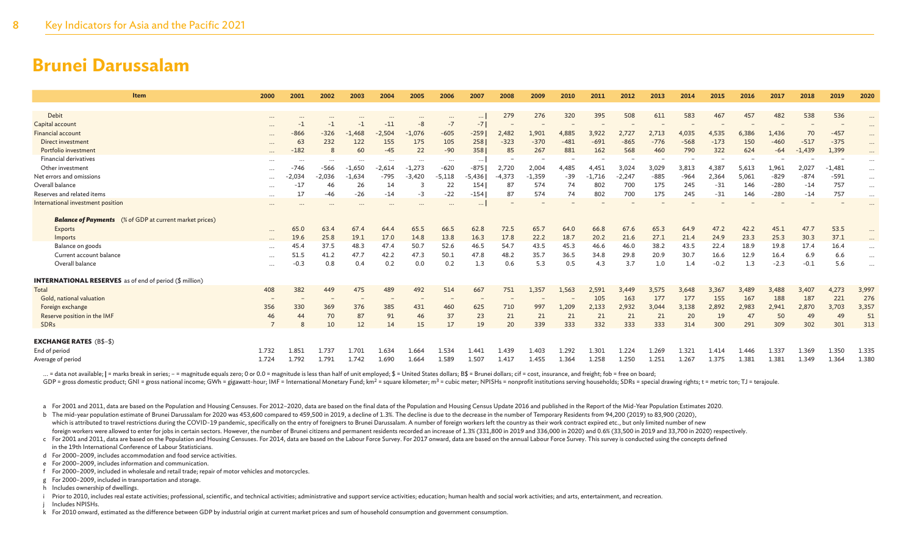# Brunei Darussalam

| Item | 2000 | 2001 | 2002 | 2003 | 2004 | 2005 | 2006 | 2007 | 2008 | 2009 | 2010 | 2011 | 2012 | 2013 | 2014 | 2015 | 2016 | 2017 | 2018 | 2019 | 2020 |
|---|---|---|---|---|---|---|---|---|---|---|---|---|---|---|---|---|---|---|---|---|---|
| Debit | … | … | … | … | … | … | … | … \| | 279 | 276 | 320 | 395 | 508 | 611 | 583 | 467 | 457 | 482 | 538 | 536 | … |
| Capital account | … | -1 | -1 | -1 | -11 | -8 | -7 | -7 \| | – | – | – | – | – | – | – | – | – | – | – | – | … |
| Financial account | … | -866 | -326 | -1,468 | -2,504 | -1,076 | -605 | -259 \| | 2,482 | 1,901 | 4,885 | 3,922 | 2,727 | 2,713 | 4,035 | 4,535 | 6,386 | 1,436 | 70 | -457 | … |
| Direct investment | … | 63 | 232 | 122 | 155 | 175 | 105 | 258 \| | -323 | -370 | -481 | -691 | -865 | -776 | -568 | -173 | 150 | -460 | -517 | -375 | … |
| Portfolio investment | … | -182 | 8 | 60 | -45 | 22 | -90 | 358 \| | 85 | 267 | 881 | 162 | 568 | 460 | 790 | 322 | 624 | -64 | -1,439 | 1,399 | … |
| Financial derivatives | … | … | … | … | … | … | … | … \| | – | – | – | – | – | – | – | – | – | – | – | – | … |
| Other investment | … | -746 | -566 | -1,650 | -2,614 | -1,273 | -620 | -875 \| | 2,720 | 2,004 | 4,485 | 4,451 | 3,024 | 3,029 | 3,813 | 4,387 | 5,613 | 1,961 | 2,027 | -1,481 | … |
| Net errors and omissions | … | -2,034 | -2,036 | -1,634 | -795 | -3,420 | -5,118 | -5,436 \| | -4,373 | -1,359 | -39 | -1,716 | -2,247 | -885 | -964 | 2,364 | 5,061 | -829 | -874 | -591 | … |
| Overall balance | … | -17 | 46 | 26 | 14 | 3 | 22 | 154 \| | 87 | 574 | 74 | 802 | 700 | 175 | 245 | -31 | 146 | -280 | -14 | 757 | … |
| Reserves and related items | … | 17 | -46 | -26 | -14 | -3 | -22 | -154 \| | 87 | 574 | 74 | 802 | 700 | 175 | 245 | -31 | 146 | -280 | -14 | 757 | … |
| International investment position | … | … | … | … | … | … | … | … \| | – | – | – | – | – | – | – | – | – | – | – | – | … |
| ***Balance of Payments*** (% of GDP at current market prices) | | | | | | | | | | | | | | | | | | | | | |
| Exports | … | 65.0 | 63.4 | 67.4 | 64.4 | 65.5 | 66.5 | 62.8 | 72.5 | 65.7 | 64.0 | 66.8 | 67.6 | 65.3 | 64.9 | 47.2 | 42.2 | 45.1 | 47.7 | 53.5 | … |
| Imports | … | 19.6 | 25.8 | 19.1 | 17.0 | 14.8 | 13.8 | 16.3 | 17.8 | 22.2 | 18.7 | 20.2 | 21.6 | 27.1 | 21.4 | 24.9 | 23.3 | 25.3 | 30.3 | 37.1 | … |
| Balance on goods | … | 45.4 | 37.5 | 48.3 | 47.4 | 50.7 | 52.6 | 46.5 | 54.7 | 43.5 | 45.3 | 46.6 | 46.0 | 38.2 | 43.5 | 22.4 | 18.9 | 19.8 | 17.4 | 16.4 | … |
| Current account balance | … | 51.5 | 41.2 | 47.7 | 42.2 | 47.3 | 50.1 | 47.8 | 48.2 | 35.7 | 36.5 | 34.8 | 29.8 | 20.9 | 30.7 | 16.6 | 12.9 | 16.4 | 6.9 | 6.6 | … |
| Overall balance | … | -0.3 | 0.8 | 0.4 | 0.2 | 0.0 | 0.2 | 1.3 | 0.6 | 5.3 | 0.5 | 4.3 | 3.7 | 1.0 | 1.4 | -0.2 | 1.3 | -2.3 | -0.1 | 5.6 | … |
| **INTERNATIONAL RESERVES** as of end of period ($ million) | | | | | | | | | | | | | | | | | | | | | |
| Total | 408 | 382 | 449 | 475 | 489 | 492 | 514 | 667 | 751 | 1,357 | 1,563 | 2,591 | 3,449 | 3,575 | 3,648 | 3,367 | 3,489 | 3,488 | 3,407 | 4,273 | 3,997 |
| Gold, national valuation | – | – | – | – | – | – | – | – | – | – | – | 105 | 163 | 177 | 177 | 155 | 167 | 188 | 187 | 221 | 276 |
| Foreign exchange | 356 | 330 | 369 | 376 | 385 | 431 | 460 | 625 | 710 | 997 | 1,209 | 2,133 | 2,932 | 3,044 | 3,138 | 2,892 | 2,983 | 2,941 | 2,870 | 3,703 | 3,357 |
| Reserve position in the IMF | 46 | 44 | 70 | 87 | 91 | 46 | 37 | 23 | 21 | 21 | 21 | 21 | 21 | 21 | 20 | 19 | 47 | 50 | 49 | 49 | 51 |
| SDRs | 7 | 8 | 10 | 12 | 14 | 15 | 17 | 19 | 20 | 339 | 333 | 332 | 333 | 333 | 314 | 300 | 291 | 309 | 302 | 301 | 313 |
| **EXCHANGE RATES** (B$–$) | | | | | | | | | | | | | | | | | | | | | |
| End of period | 1.732 | 1.851 | 1.737 | 1.701 | 1.634 | 1.664 | 1.534 | 1.441 | 1.439 | 1.403 | 1.292 | 1.301 | 1.224 | 1.269 | 1.321 | 1.414 | 1.446 | 1.337 | 1.369 | 1.350 | 1.335 |
| Average of period | 1.724 | 1.792 | 1.791 | 1.742 | 1.690 | 1.664 | 1.589 | 1.507 | 1.417 | 1.455 | 1.364 | 1.258 | 1.250 | 1.251 | 1.267 | 1.375 | 1.381 | 1.381 | 1.349 | 1.364 | 1.380 |

… = data not available; | = marks break in series; – = magnitude equals zero; 0 or 0.0 = magnitude is less than half of unit employed; $ = United States dollars; B$ = Brunei dollars; cif = cost, insurance, and freight; fob = free on board;
GDP = gross domestic product; GNI = gross national income; GWh = gigawatt-hour; IMF = International Monetary Fund; km² = square kilometer; m³ = cubic meter; NPISHs = nonprofit institutions serving households; SDRs = special drawing rights; t = metric ton; TJ = terajoule.

a For 2001 and 2011, data are based on the Population and Housing Censuses. For 2012–2020, data are based on the final data of the Population and Housing Census Update 2016 and published in the Report of the Mid-Year Population Estimates 2020.
b The mid-year population estimate of Brunei Darussalam for 2020 was 453,600 compared to 459,500 in 2019, a decline of 1.3%. The decline is due to the decrease in the number of Temporary Residents from 94,200 (2019) to 83,900 (2020), which is attributed to travel restrictions during the COVID-19 pandemic, specifically on the entry of foreigners to Brunei Darussalam. A number of foreign workers left the country as their work contract expired etc., but only limited number of new foreign workers were allowed to enter for jobs in certain sectors. However, the number of Brunei citizens and permanent residents recorded an increase of 1.3% (331,800 in 2019 and 336,000 in 2020) and 0.6% (33,500 in 2019 and 33,700 in 2020) respectively.
c For 2001 and 2011, data are based on the Population and Housing Censuses. For 2014, data are based on the Labour Force Survey. For 2017 onward, data are based on the annual Labour Force Survey. This survey is conducted using the concepts defined in the 19th International Conference of Labour Statisticians.
d For 2000–2009, includes accommodation and food service activities.
e For 2000–2009, includes information and communication.
f For 2000–2009, included in wholesale and retail trade; repair of motor vehicles and motorcycles.
g For 2000–2009, included in transportation and storage.
h Includes ownership of dwellings.
i Prior to 2010, includes real estate activities; professional, scientific, and technical activities; administrative and support service activities; education; human health and social work activities; and arts, entertainment, and recreation.
j Includes NPISHs.
k For 2010 onward, estimated as the difference between GDP by industrial origin at current market prices and sum of household consumption and government consumption.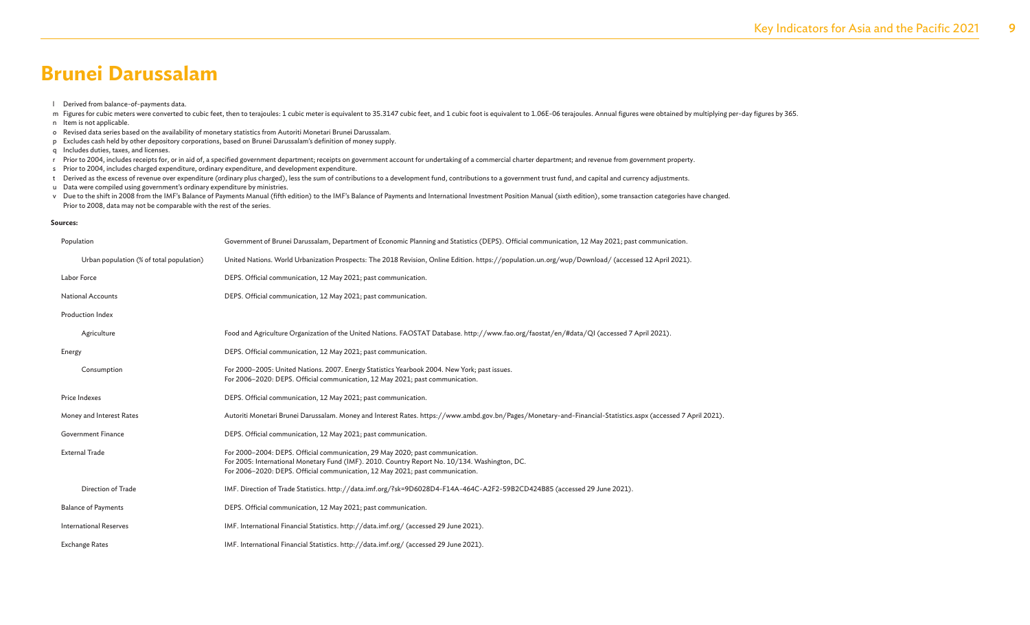# Brunei Darussalam

l Derived from balance-of-payments data.

m Figures for cubic meters were converted to cubic feet, then to terajoules: 1 cubic meter is equivalent to 35.3147 cubic feet, and 1 cubic foot is equivalent to 1.06E-06 terajoules. Annual figures were obtained by multiplying per-day figures by 365.

n Item is not applicable.

o Revised data series based on the availability of monetary statistics from Autoriti Monetari Brunei Darussalam.

p Excludes cash held by other depository corporations, based on Brunei Darussalam's definition of money supply.

q Includes duties, taxes, and licenses.

r Prior to 2004, includes receipts for, or in aid of, a specified government department; receipts on government account for undertaking of a commercial charter department; and revenue from government property.

s Prior to 2004, includes charged expenditure, ordinary expenditure, and development expenditure.

t Derived as the excess of revenue over expenditure (ordinary plus charged), less the sum of contributions to a development fund, contributions to a government trust fund, and capital and currency adjustments.

u Data were compiled using government's ordinary expenditure by ministries.

v Due to the shift in 2008 from the IMF's Balance of Payments Manual (fifth edition) to the IMF's Balance of Payments and International Investment Position Manual (sixth edition), some transaction categories have changed. Prior to 2008, data may not be comparable with the rest of the series.

**Sources:**

| | |
|---|---|
| Population | Government of Brunei Darussalam, Department of Economic Planning and Statistics (DEPS). Official communication, 12 May 2021; past communication. |
| Urban population (% of total population) | United Nations. World Urbanization Prospects: The 2018 Revision, Online Edition. https://population.un.org/wup/Download/ (accessed 12 April 2021). |
| Labor Force | DEPS. Official communication, 12 May 2021; past communication. |
| National Accounts | DEPS. Official communication, 12 May 2021; past communication. |
| Production Index | |
| Agriculture | Food and Agriculture Organization of the United Nations. FAOSTAT Database. http://www.fao.org/faostat/en/#data/QI (accessed 7 April 2021). |
| Energy | DEPS. Official communication, 12 May 2021; past communication. |
| Consumption | For 2000–2005: United Nations. 2007. Energy Statistics Yearbook 2004. New York; past issues. For 2006–2020: DEPS. Official communication, 12 May 2021; past communication. |
| Price Indexes | DEPS. Official communication, 12 May 2021; past communication. |
| Money and Interest Rates | Autoriti Monetari Brunei Darussalam. Money and Interest Rates. https://www.ambd.gov.bn/Pages/Monetary-and-Financial-Statistics.aspx (accessed 7 April 2021). |
| Government Finance | DEPS. Official communication, 12 May 2021; past communication. |
| External Trade | For 2000–2004: DEPS. Official communication, 29 May 2020; past communication. For 2005: International Monetary Fund (IMF). 2010. Country Report No. 10/134. Washington, DC. For 2006–2020: DEPS. Official communication, 12 May 2021; past communication. |
| Direction of Trade | IMF. Direction of Trade Statistics. http://data.imf.org/?sk=9D6028D4-F14A-464C-A2F2-59B2CD424B85 (accessed 29 June 2021). |
| Balance of Payments | DEPS. Official communication, 12 May 2021; past communication. |
| International Reserves | IMF. International Financial Statistics. http://data.imf.org/ (accessed 29 June 2021). |
| Exchange Rates | IMF. International Financial Statistics. http://data.imf.org/ (accessed 29 June 2021). |